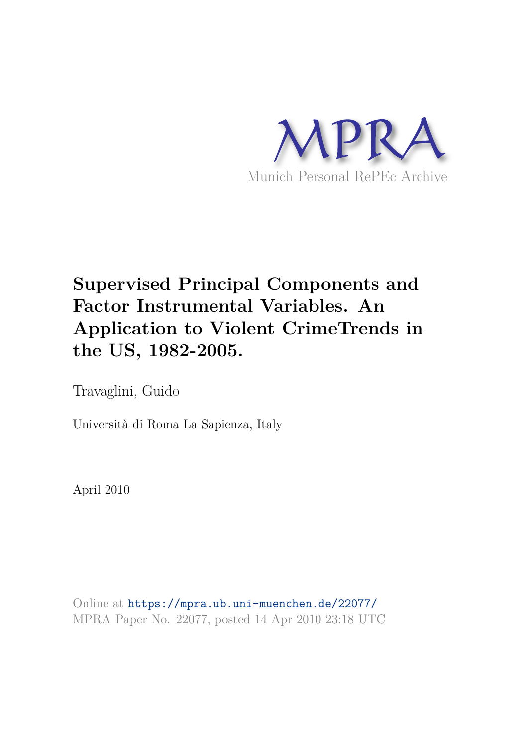MPRA

Munich Personal RePEc Archive

# Supervised Principal Components and Factor Instrumental Variables. An Application to Violent CrimeTrends in the US, 1982-2005.

Travaglini, Guido

Università di Roma La Sapienza, Italy

April 2010

Online at https://mpra.ub.uni-muenchen.de/22077/
MPRA Paper No. 22077, posted 14 Apr 2010 23:18 UTC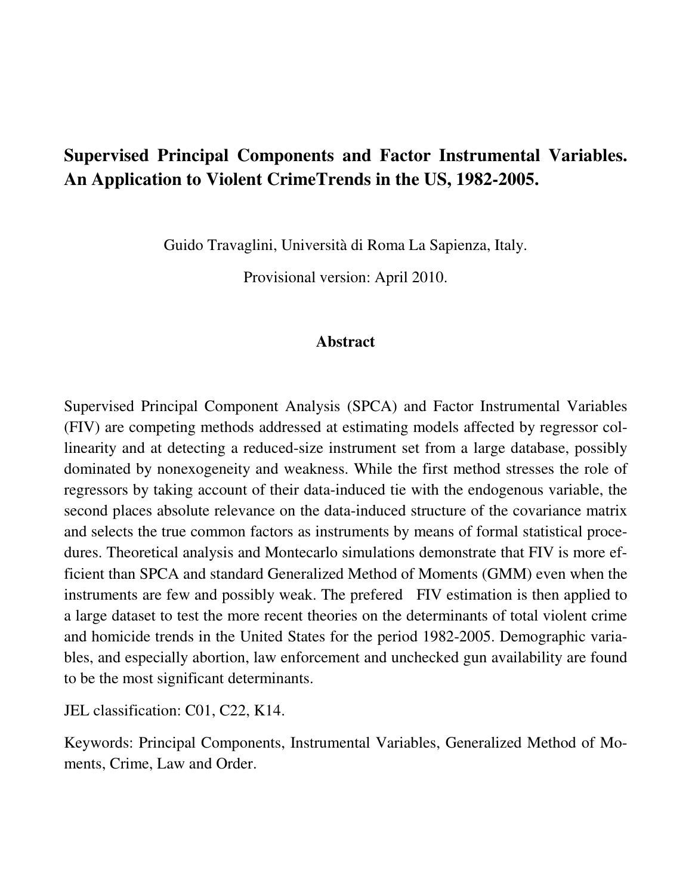# Supervised Principal Components and Factor Instrumental Variables. An Application to Violent CrimeTrends in the US, 1982-2005.

Guido Travaglini, Università di Roma La Sapienza, Italy.

Provisional version: April 2010.

## Abstract

Supervised Principal Component Analysis (SPCA) and Factor Instrumental Variables (FIV) are competing methods addressed at estimating models affected by regressor collinearity and at detecting a reduced-size instrument set from a large database, possibly dominated by nonexogeneity and weakness. While the first method stresses the role of regressors by taking account of their data-induced tie with the endogenous variable, the second places absolute relevance on the data-induced structure of the covariance matrix and selects the true common factors as instruments by means of formal statistical procedures. Theoretical analysis and Montecarlo simulations demonstrate that FIV is more efficient than SPCA and standard Generalized Method of Moments (GMM) even when the instruments are few and possibly weak. The prefered FIV estimation is then applied to a large dataset to test the more recent theories on the determinants of total violent crime and homicide trends in the United States for the period 1982-2005. Demographic variables, and especially abortion, law enforcement and unchecked gun availability are found to be the most significant determinants.

JEL classification: C01, C22, K14.

Keywords: Principal Components, Instrumental Variables, Generalized Method of Moments, Crime, Law and Order.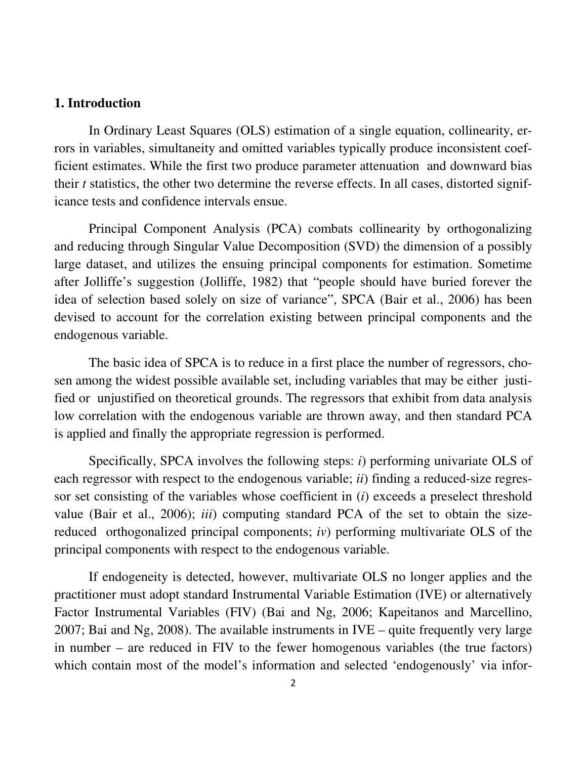## 1. Introduction

In Ordinary Least Squares (OLS) estimation of a single equation, collinearity, errors in variables, simultaneity and omitted variables typically produce inconsistent coefficient estimates. While the first two produce parameter attenuation and downward bias their *t* statistics, the other two determine the reverse effects. In all cases, distorted significance tests and confidence intervals ensue.

Principal Component Analysis (PCA) combats collinearity by orthogonalizing and reducing through Singular Value Decomposition (SVD) the dimension of a possibly large dataset, and utilizes the ensuing principal components for estimation. Sometime after Jolliffe's suggestion (Jolliffe, 1982) that "people should have buried forever the idea of selection based solely on size of variance", SPCA (Bair et al., 2006) has been devised to account for the correlation existing between principal components and the endogenous variable.

The basic idea of SPCA is to reduce in a first place the number of regressors, chosen among the widest possible available set, including variables that may be either justified or unjustified on theoretical grounds. The regressors that exhibit from data analysis low correlation with the endogenous variable are thrown away, and then standard PCA is applied and finally the appropriate regression is performed.

Specifically, SPCA involves the following steps: *i*) performing univariate OLS of each regressor with respect to the endogenous variable; *ii*) finding a reduced-size regressor set consisting of the variables whose coefficient in (*i*) exceeds a preselect threshold value (Bair et al., 2006); *iii*) computing standard PCA of the set to obtain the size-reduced orthogonalized principal components; *iv*) performing multivariate OLS of the principal components with respect to the endogenous variable.

If endogeneity is detected, however, multivariate OLS no longer applies and the practitioner must adopt standard Instrumental Variable Estimation (IVE) or alternatively Factor Instrumental Variables (FIV) (Bai and Ng, 2006; Kapeitanos and Marcellino, 2007; Bai and Ng, 2008). The available instruments in IVE – quite frequently very large in number – are reduced in FIV to the fewer homogenous variables (the true factors) which contain most of the model's information and selected 'endogenously' via infor-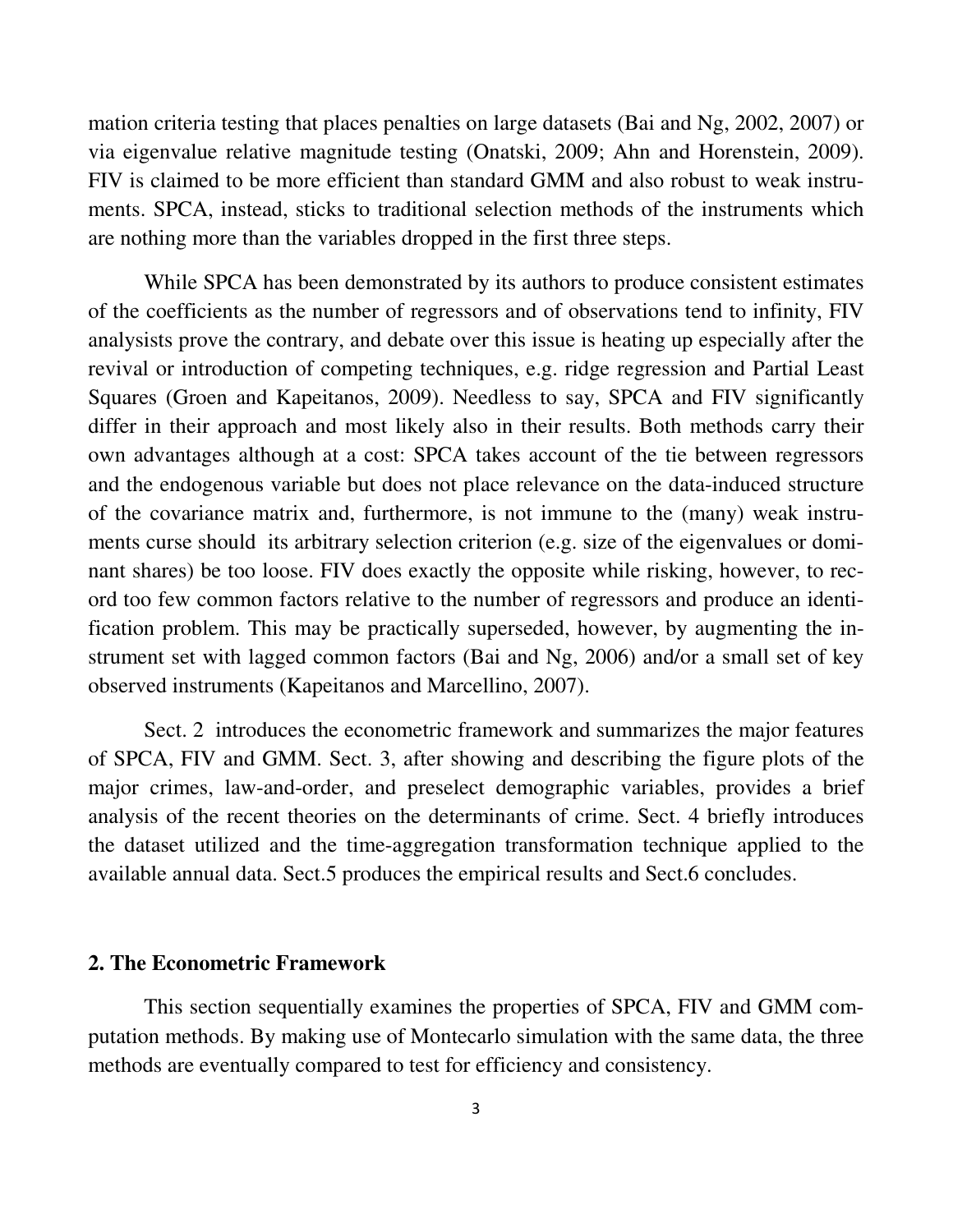mation criteria testing that places penalties on large datasets (Bai and Ng, 2002, 2007) or via eigenvalue relative magnitude testing (Onatski, 2009; Ahn and Horenstein, 2009). FIV is claimed to be more efficient than standard GMM and also robust to weak instruments. SPCA, instead, sticks to traditional selection methods of the instruments which are nothing more than the variables dropped in the first three steps.

While SPCA has been demonstrated by its authors to produce consistent estimates of the coefficients as the number of regressors and of observations tend to infinity, FIV analysists prove the contrary, and debate over this issue is heating up especially after the revival or introduction of competing techniques, e.g. ridge regression and Partial Least Squares (Groen and Kapeitanos, 2009). Needless to say, SPCA and FIV significantly differ in their approach and most likely also in their results. Both methods carry their own advantages although at a cost: SPCA takes account of the tie between regressors and the endogenous variable but does not place relevance on the data-induced structure of the covariance matrix and, furthermore, is not immune to the (many) weak instruments curse should its arbitrary selection criterion (e.g. size of the eigenvalues or dominant shares) be too loose. FIV does exactly the opposite while risking, however, to record too few common factors relative to the number of regressors and produce an identification problem. This may be practically superseded, however, by augmenting the instrument set with lagged common factors (Bai and Ng, 2006) and/or a small set of key observed instruments (Kapeitanos and Marcellino, 2007).

Sect. 2 introduces the econometric framework and summarizes the major features of SPCA, FIV and GMM. Sect. 3, after showing and describing the figure plots of the major crimes, law-and-order, and preselect demographic variables, provides a brief analysis of the recent theories on the determinants of crime. Sect. 4 briefly introduces the dataset utilized and the time-aggregation transformation technique applied to the available annual data. Sect.5 produces the empirical results and Sect.6 concludes.

## 2. The Econometric Framework

This section sequentially examines the properties of SPCA, FIV and GMM computation methods. By making use of Montecarlo simulation with the same data, the three methods are eventually compared to test for efficiency and consistency.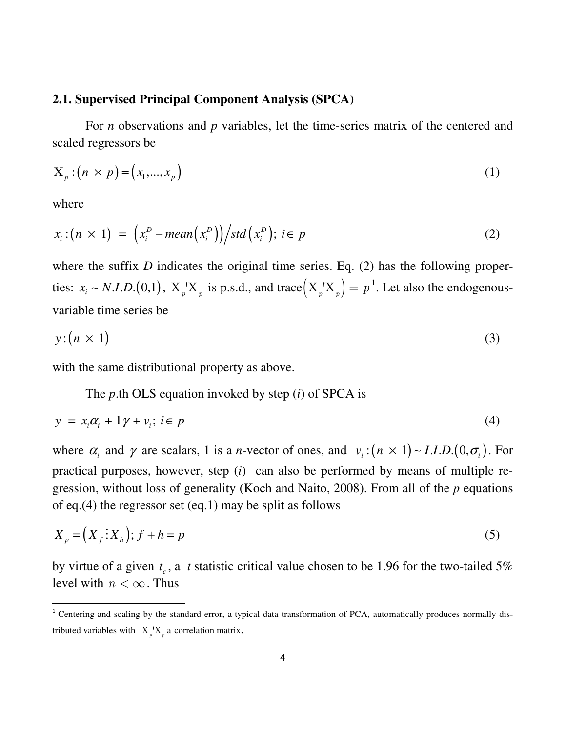### 2.1. Supervised Principal Component Analysis (SPCA)

For *n* observations and *p* variables, let the time-series matrix of the centered and scaled regressors be

$$\mathrm{X}_p : (n \times p) = (x_1, ..., x_p) \tag{1}$$

where

$$x_i : (n \times 1) \; = \; \left(x_i^D - mean\left(x_i^D\right)\right) \Big/ std\left(x_i^D\right); \; i \in p \tag{2}$$

where the suffix *D* indicates the original time series. Eq. (2) has the following properties: $x_i \sim N.I.D.(0,1)$, $\mathrm{X}_p{}'\mathrm{X}_p$ is p.s.d., and $\mathrm{trace}\left(\mathrm{X}_p{}'\mathrm{X}_p\right) = p$ [1]. Let also the endogenous-variable time series be

$$y : (n \times 1) \tag{3}$$

with the same distributional property as above.

The *p*.th OLS equation invoked by step (*i*) of SPCA is

$$y \; = \; x_i \alpha_i \, + 1\gamma + v_i; \; i \in p \tag{4}$$

where $\alpha_i$ and $\gamma$ are scalars, 1 is a *n*-vector of ones, and $v_i : (n \times 1) \sim I.I.D.(0, \sigma_i)$. For practical purposes, however, step (*i*) can also be performed by means of multiple regression, without loss of generality (Koch and Naito, 2008). From all of the *p* equations of eq.(4) the regressor set (eq.1) may be split as follows

$$X_p = \left(X_f \,\vdots\, X_h\right); \, f + h = p \tag{5}$$

by virtue of a given $t_c$, a $t$ statistic critical value chosen to be 1.96 for the two-tailed 5% level with $n < \infty$. Thus

---

[1] Centering and scaling by the standard error, a typical data transformation of PCA, automatically produces normally distributed variables with $\mathrm{X}_p{}'\mathrm{X}_p$ a correlation matrix.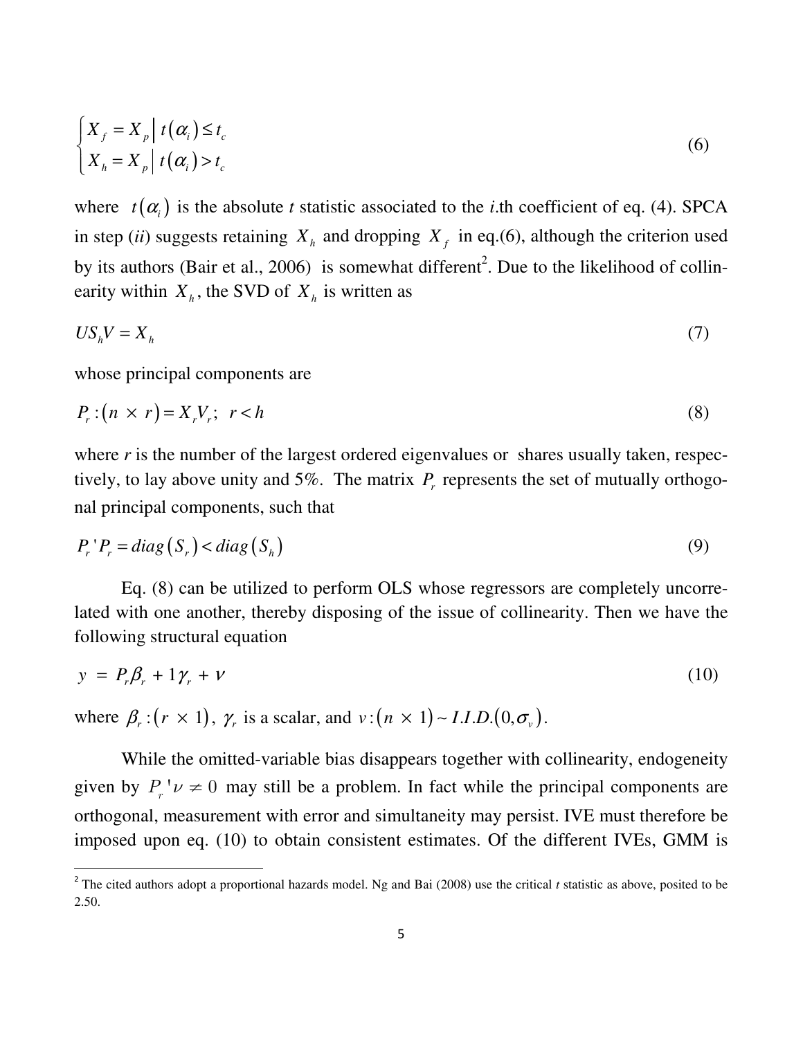$$
\begin{cases} X_f = X_p \,|\, t(\alpha_i) \le t_c \\ X_h = X_p \,|\, t(\alpha_i) > t_c \end{cases} \tag{6}
$$

where $t(\alpha_i)$ is the absolute *t* statistic associated to the *i*.th coefficient of eq. (4). SPCA in step (*ii*) suggests retaining $X_h$ and dropping $X_f$ in eq.(6), although the criterion used by its authors (Bair et al., 2006) is somewhat different[2]. Due to the likelihood of collinearity within $X_h$, the SVD of $X_h$ is written as

$$
US_hV = X_h \tag{7}
$$

whose principal components are

$$
P_r : (n \times r) = X_r V_r; \;\; r < h \tag{8}
$$

where *r* is the number of the largest ordered eigenvalues or shares usually taken, respectively, to lay above unity and 5%. The matrix $P_r$ represents the set of mutually orthogonal principal components, such that

$$
P_r{}' P_r = diag(S_r) < diag(S_h) \tag{9}
$$

Eq. (8) can be utilized to perform OLS whose regressors are completely uncorrelated with one another, thereby disposing of the issue of collinearity. Then we have the following structural equation

$$
y \;=\; P_r \beta_r \;+\; 1\gamma_r \;+\; v \tag{10}
$$

where $\beta_r : (r \times 1)$, $\gamma_r$ is a scalar, and $v : (n \times 1) \sim I.I.D.(0, \sigma_v)$.

While the omitted-variable bias disappears together with collinearity, endogeneity given by $P_r{}' v \neq 0$ may still be a problem. In fact while the principal components are orthogonal, measurement with error and simultaneity may persist. IVE must therefore be imposed upon eq. (10) to obtain consistent estimates. Of the different IVEs, GMM is

---

[2] The cited authors adopt a proportional hazards model. Ng and Bai (2008) use the critical *t* statistic as above, posited to be 2.50.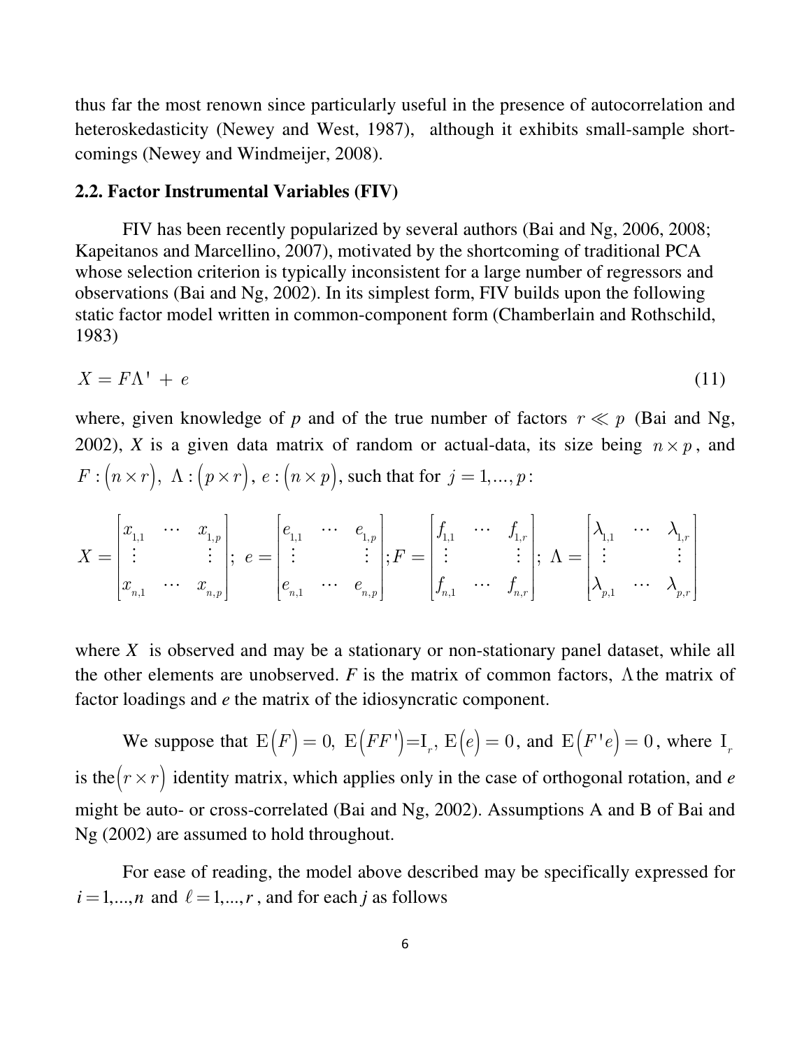thus far the most renown since particularly useful in the presence of autocorrelation and heteroskedasticity (Newey and West, 1987), although it exhibits small-sample short-comings (Newey and Windmeijer, 2008).

### 2.2. Factor Instrumental Variables (FIV)

FIV has been recently popularized by several authors (Bai and Ng, 2006, 2008; Kapeitanos and Marcellino, 2007), motivated by the shortcoming of traditional PCA whose selection criterion is typically inconsistent for a large number of regressors and observations (Bai and Ng, 2002). In its simplest form, FIV builds upon the following static factor model written in common-component form (Chamberlain and Rothschild, 1983)

$$X = F\Lambda' + e \tag{11}$$

where, given knowledge of *p* and of the true number of factors $r \ll p$ (Bai and Ng, 2002), *X* is a given data matrix of random or actual-data, its size being $n \times p$, and $F:(n \times r),\ \Lambda:(p \times r),\ e:(n \times p)$, such that for $j = 1,...,p$:

$$X = \begin{bmatrix} x_{1,1} & \cdots & x_{1,p} \\ \vdots & & \vdots \\ x_{n,1} & \cdots & x_{n,p} \end{bmatrix};\ e = \begin{bmatrix} e_{1,1} & \cdots & e_{1,p} \\ \vdots & & \vdots \\ e_{n,1} & \cdots & e_{n,p} \end{bmatrix}; F = \begin{bmatrix} f_{1,1} & \cdots & f_{1,r} \\ \vdots & & \vdots \\ f_{n,1} & \cdots & f_{n,r} \end{bmatrix};\ \Lambda = \begin{bmatrix} \lambda_{1,1} & \cdots & \lambda_{1,r} \\ \vdots & & \vdots \\ \lambda_{p,1} & \cdots & \lambda_{p,r} \end{bmatrix}$$

where $X$ is observed and may be a stationary or non-stationary panel dataset, while all the other elements are unobserved. *F* is the matrix of common factors, $\Lambda$ the matrix of factor loadings and *e* the matrix of the idiosyncratic component.

We suppose that $\mathrm{E}(F) = 0,\ \mathrm{E}(FF')=\mathrm{I}_r,\ \mathrm{E}(e) = 0$, and $\mathrm{E}(F'e) = 0$, where $\mathrm{I}_r$ is the $(r \times r)$ identity matrix, which applies only in the case of orthogonal rotation, and *e* might be auto- or cross-correlated (Bai and Ng, 2002). Assumptions A and B of Bai and Ng (2002) are assumed to hold throughout.

For ease of reading, the model above described may be specifically expressed for $i = 1,...,n$ and $\ell = 1,...,r$, and for each *j* as follows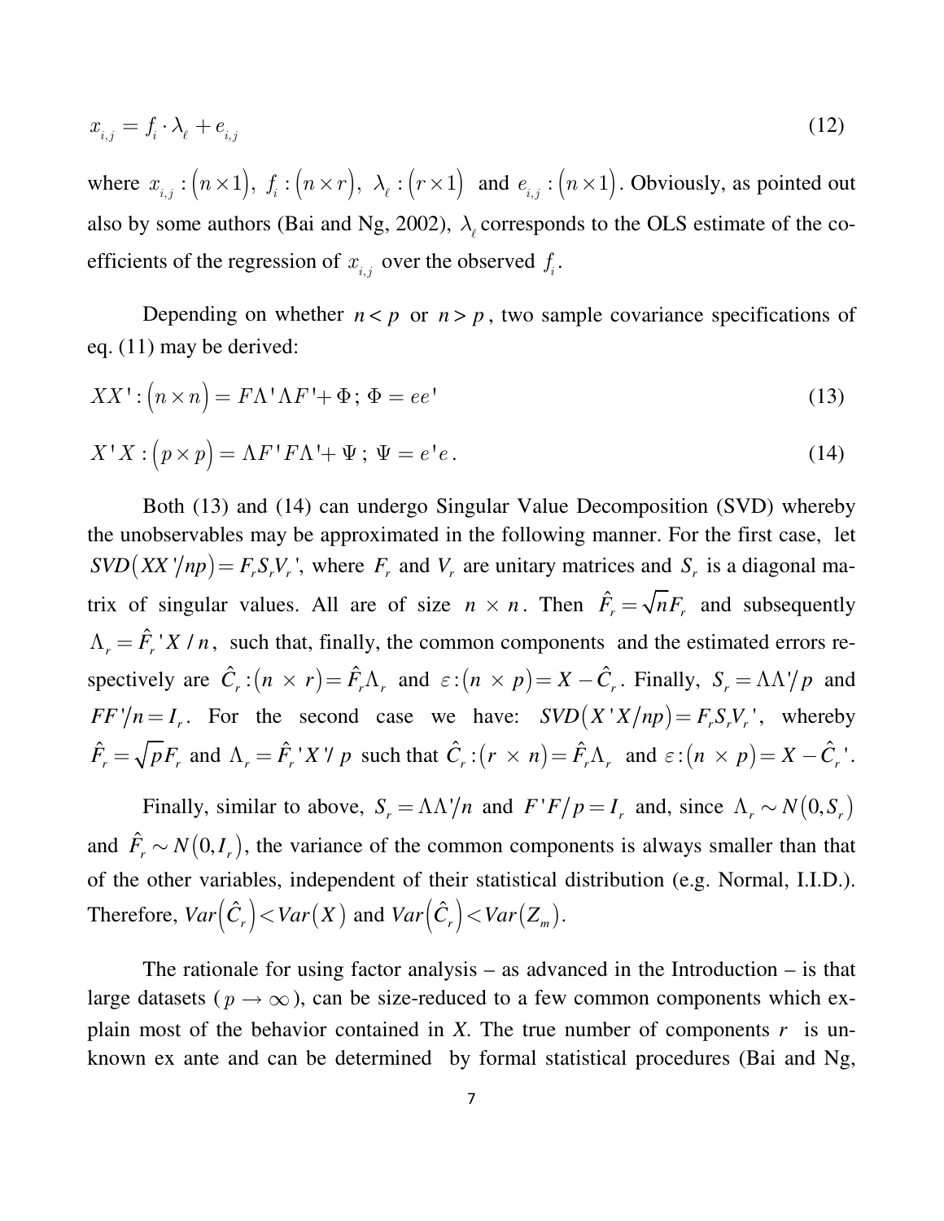$$x_{i,j} = f_i \cdot \lambda_\ell + e_{i,j} \tag{12}$$

where $x_{i,j} : (n \times 1)$, $f_i : (n \times r)$, $\lambda_\ell : (r \times 1)$ and $e_{i,j} : (n \times 1)$. Obviously, as pointed out also by some authors (Bai and Ng, 2002), $\lambda_\ell$ corresponds to the OLS estimate of the coefficients of the regression of $x_{i,j}$ over the observed $f_i$.

Depending on whether $n < p$ or $n > p$, two sample covariance specifications of eq. (11) may be derived:

$$XX' : (n \times n) = F\Lambda'\Lambda F' + \Phi \,;\; \Phi = ee' \tag{13}$$

$$X'X : (p \times p) = \Lambda F' F \Lambda' + \Psi \,;\; \Psi = e'e \,. \tag{14}$$

Both (13) and (14) can undergo Singular Value Decomposition (SVD) whereby the unobservables may be approximated in the following manner. For the first case, let $SVD(XX'/np) = F_r S_r V_r'$, where $F_r$ and $V_r$ are unitary matrices and $S_r$ is a diagonal matrix of singular values. All are of size $n \times n$. Then $\hat{F}_r = \sqrt{n} F_r$ and subsequently $\Lambda_r = \hat{F}_r' X / n$, such that, finally, the common components and the estimated errors respectively are $\hat{C}_r : (n \times r) = \hat{F}_r \Lambda_r$ and $\varepsilon : (n \times p) = X - \hat{C}_r$. Finally, $S_r = \Lambda\Lambda'/p$ and $FF'/n = I_r$. For the second case we have: $SVD(X'X/np) = F_r S_r V_r'$, whereby $\hat{F}_r = \sqrt{p} F_r$ and $\Lambda_r = \hat{F}_r' X' / p$ such that $\hat{C}_r : (r \times n) = \hat{F}_r \Lambda_r$ and $\varepsilon : (n \times p) = X - \hat{C}_r'$.

Finally, similar to above, $S_r = \Lambda\Lambda'/n$ and $F'F/p = I_r$ and, since $\Lambda_r \sim N(0, S_r)$ and $\hat{F}_r \sim N(0, I_r)$, the variance of the common components is always smaller than that of the other variables, independent of their statistical distribution (e.g. Normal, I.I.D.). Therefore, $Var(\hat{C}_r) < Var(X)$ and $Var(\hat{C}_r) < Var(Z_m)$.

The rationale for using factor analysis – as advanced in the Introduction – is that large datasets ($p \to \infty$), can be size-reduced to a few common components which explain most of the behavior contained in *X*. The true number of components $r$ is unknown ex ante and can be determined by formal statistical procedures (Bai and Ng,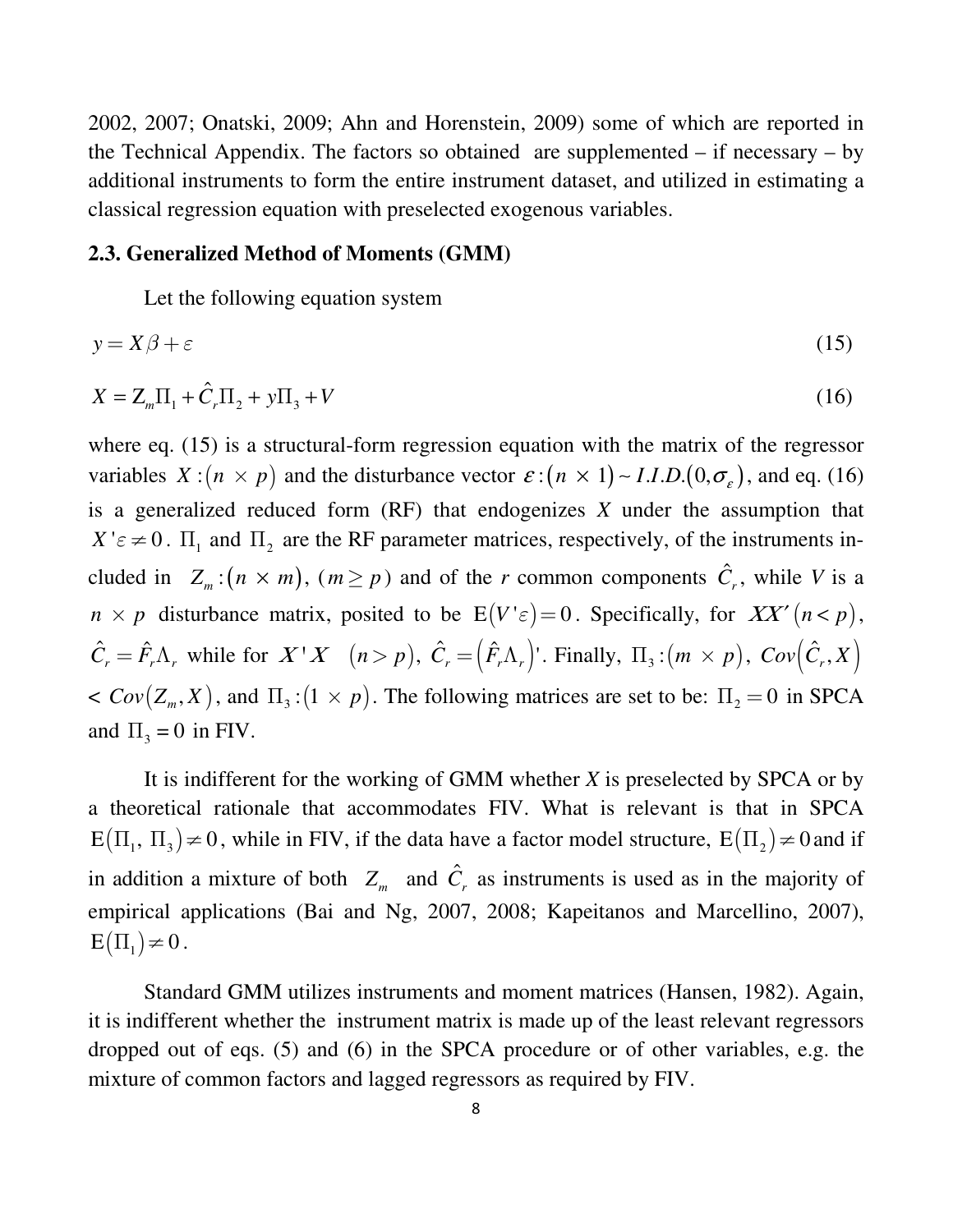2002, 2007; Onatski, 2009; Ahn and Horenstein, 2009) some of which are reported in the Technical Appendix. The factors so obtained are supplemented – if necessary – by additional instruments to form the entire instrument dataset, and utilized in estimating a classical regression equation with preselected exogenous variables.

### 2.3. Generalized Method of Moments (GMM)

Let the following equation system

$$y = X\beta + \varepsilon \tag{15}$$

$$X = Z_m\Pi_1 + \hat{C}_r\Pi_2 + y\Pi_3 + V \tag{16}$$

where eq. (15) is a structural-form regression equation with the matrix of the regressor variables $X:(n \times p)$ and the disturbance vector $\varepsilon:(n \times 1) \sim I.I.D.(0,\sigma_\varepsilon)$, and eq. (16) is a generalized reduced form (RF) that endogenizes *X* under the assumption that $X'\varepsilon \neq 0$. $\Pi_1$ and $\Pi_2$ are the RF parameter matrices, respectively, of the instruments included in $Z_m:(n \times m)$, $(m \geq p)$ and of the *r* common components $\hat{C}_r$, while *V* is a $n \times p$ disturbance matrix, posited to be $\mathrm{E}(V'\varepsilon) = 0$. Specifically, for $XX'\,(n < p)$, $\hat{C}_r = \hat{F}_r\Lambda_r$ while for $X'X \quad (n > p)$, $\hat{C}_r = (\hat{F}_r\Lambda_r)'$. Finally, $\Pi_3:(m \times p)$, $Cov(\hat{C}_r, X)$ $< Cov(Z_m, X)$, and $\Pi_3:(1 \times p)$. The following matrices are set to be: $\Pi_2 = 0$ in SPCA and $\Pi_3 = 0$ in FIV.

It is indifferent for the working of GMM whether *X* is preselected by SPCA or by a theoretical rationale that accommodates FIV. What is relevant is that in SPCA $\mathrm{E}(\Pi_1, \Pi_3) \neq 0$, while in FIV, if the data have a factor model structure, $\mathrm{E}(\Pi_2) \neq 0$ and if in addition a mixture of both $Z_m$ and $\hat{C}_r$ as instruments is used as in the majority of empirical applications (Bai and Ng, 2007, 2008; Kapeitanos and Marcellino, 2007), $\mathrm{E}(\Pi_1) \neq 0$.

Standard GMM utilizes instruments and moment matrices (Hansen, 1982). Again, it is indifferent whether the instrument matrix is made up of the least relevant regressors dropped out of eqs. (5) and (6) in the SPCA procedure or of other variables, e.g. the mixture of common factors and lagged regressors as required by FIV.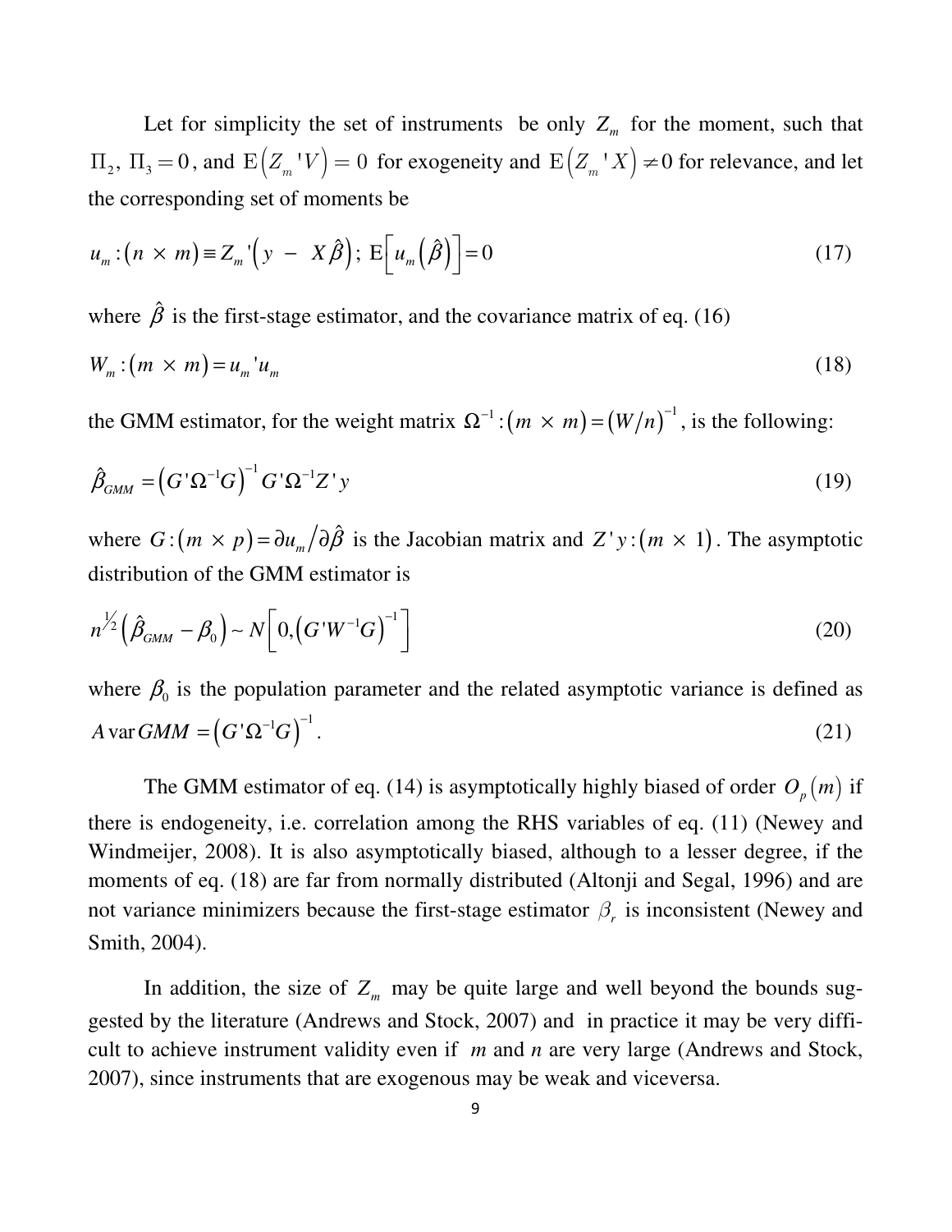Let for simplicity the set of instruments be only $Z_m$ for the moment, such that $\Pi_2,\ \Pi_3 = 0$, and $\mathrm{E}\left(Z_m{}'V\right) = 0$ for exogeneity and $\mathrm{E}\left(Z_m{}'X\right) \neq 0$ for relevance, and let the corresponding set of moments be

$$u_m : (n \times m) \equiv Z_m{}'\left(y - X\hat{\beta}\right);\ \mathrm{E}\left[u_m\left(\hat{\beta}\right)\right] = 0 \tag{17}$$

where $\hat{\beta}$ is the first-stage estimator, and the covariance matrix of eq. (16)

$$W_m : (m \times m) = u_m{}'u_m \tag{18}$$

the GMM estimator, for the weight matrix $\Omega^{-1} : (m \times m) = (W/n)^{-1}$, is the following:

$$\hat{\beta}_{GMM} = \left(G'\Omega^{-1}G\right)^{-1} G'\Omega^{-1}Z'y \tag{19}$$

where $G : (m \times p) = \partial u_m / \partial \hat{\beta}$ is the Jacobian matrix and $Z'y : (m \times 1)$. The asymptotic distribution of the GMM estimator is

$$n^{1/2}\left(\hat{\beta}_{GMM} - \beta_0\right) \sim N\left[0, \left(G'W^{-1}G\right)^{-1}\right] \tag{20}$$

where $\beta_0$ is the population parameter and the related asymptotic variance is defined as

$$A\operatorname{var} GMM = \left(G'\Omega^{-1}G\right)^{-1}. \tag{21}$$

The GMM estimator of eq. (14) is asymptotically highly biased of order $O_p(m)$ if there is endogeneity, i.e. correlation among the RHS variables of eq. (11) (Newey and Windmeijer, 2008). It is also asymptotically biased, although to a lesser degree, if the moments of eq. (18) are far from normally distributed (Altonji and Segal, 1996) and are not variance minimizers because the first-stage estimator $\beta_r$ is inconsistent (Newey and Smith, 2004).

In addition, the size of $Z_m$ may be quite large and well beyond the bounds suggested by the literature (Andrews and Stock, 2007) and in practice it may be very difficult to achieve instrument validity even if $m$ and $n$ are very large (Andrews and Stock, 2007), since instruments that are exogenous may be weak and viceversa.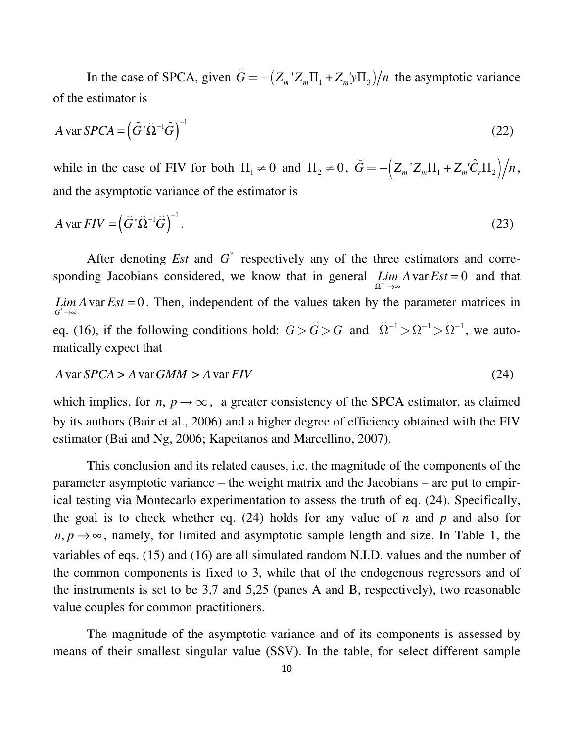In the case of SPCA, given $\widehat{G} = -\left(Z_m{}'Z_m\Pi_1 + Z_m{}'y\Pi_3\right)/n$ the asymptotic variance of the estimator is

$$A\,\mathrm{var}\,SPCA = \left(\widehat{G}{}'\widehat{\Omega}^{-1}\widehat{G}\right)^{-1} \tag{22}$$

while in the case of FIV for both $\Pi_1 \neq 0$ and $\Pi_2 \neq 0$, $\breve{G} = -\left(Z_m{}'Z_m\Pi_1 + Z_m{}'\hat{C}_r\Pi_2\right)/n$, and the asymptotic variance of the estimator is

$$A\,\mathrm{var}\,FIV = \left(\breve{G}{}'\breve{\Omega}^{-1}\breve{G}\right)^{-1}. \tag{23}$$

After denoting *Est* and $G^*$ respectively any of the three estimators and corresponding Jacobians considered, we know that in general $\underset{\Omega^{-1}\to\infty}{Lim} A\,\mathrm{var}\,Est = 0$ and that $\underset{G^*\to\infty}{Lim} A\,\mathrm{var}\,Est = 0$. Then, independent of the values taken by the parameter matrices in eq. (16), if the following conditions hold: $\breve{G} > \widehat{G} > G$ and $\breve{\Omega}^{-1} > \Omega^{-1} > \widehat{\Omega}^{-1}$, we automatically expect that

$$A\,\mathrm{var}\,SPCA > A\,\mathrm{var}\,GMM > A\,\mathrm{var}\,FIV \tag{24}$$

which implies, for $n,\, p \to \infty$, a greater consistency of the SPCA estimator, as claimed by its authors (Bair et al., 2006) and a higher degree of efficiency obtained with the FIV estimator (Bai and Ng, 2006; Kapeitanos and Marcellino, 2007).

This conclusion and its related causes, i.e. the magnitude of the components of the parameter asymptotic variance – the weight matrix and the Jacobians – are put to empirical testing via Montecarlo experimentation to assess the truth of eq. (24). Specifically, the goal is to check whether eq. (24) holds for any value of $n$ and $p$ and also for $n, p \to \infty$, namely, for limited and asymptotic sample length and size. In Table 1, the variables of eqs. (15) and (16) are all simulated random N.I.D. values and the number of the common components is fixed to 3, while that of the endogenous regressors and of the instruments is set to be 3,7 and 5,25 (panes A and B, respectively), two reasonable value couples for common practitioners.

The magnitude of the asymptotic variance and of its components is assessed by means of their smallest singular value (SSV). In the table, for select different sample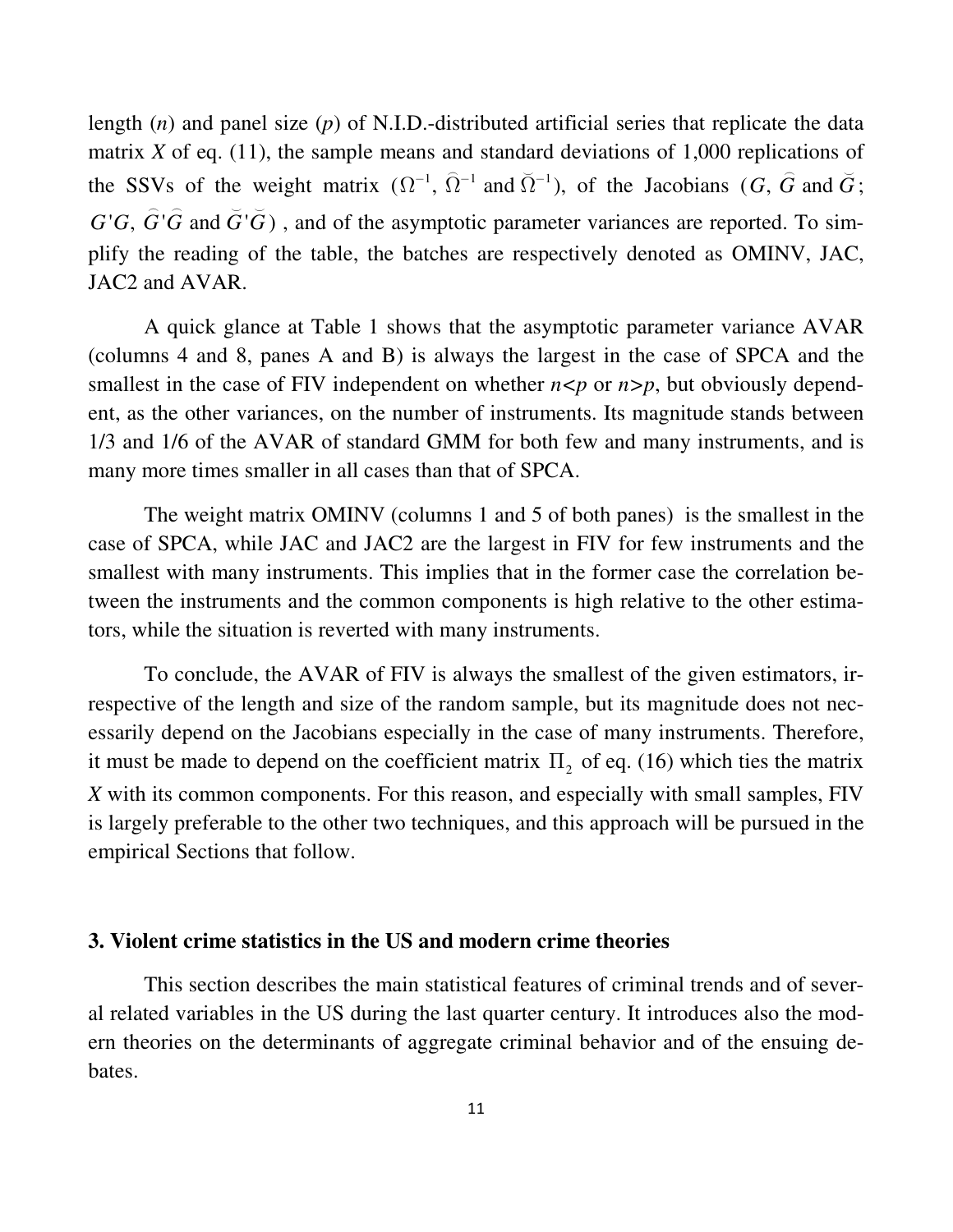length ($n$) and panel size ($p$) of N.I.D.-distributed artificial series that replicate the data matrix $X$ of eq. (11), the sample means and standard deviations of 1,000 replications of the SSVs of the weight matrix ($\Omega^{-1}$, $\widehat{\Omega}^{-1}$ and $\breve{\Omega}^{-1}$), of the Jacobians ($G$, $\widehat{G}$ and $\breve{G}$; $G'G$, $\widehat{G}'\widehat{G}$ and $\breve{G}'\breve{G}$) , and of the asymptotic parameter variances are reported. To simplify the reading of the table, the batches are respectively denoted as OMINV, JAC, JAC2 and AVAR.

A quick glance at Table 1 shows that the asymptotic parameter variance AVAR (columns 4 and 8, panes A and B) is always the largest in the case of SPCA and the smallest in the case of FIV independent on whether $n<p$ or $n>p$, but obviously dependent, as the other variances, on the number of instruments. Its magnitude stands between 1/3 and 1/6 of the AVAR of standard GMM for both few and many instruments, and is many more times smaller in all cases than that of SPCA.

The weight matrix OMINV (columns 1 and 5 of both panes) is the smallest in the case of SPCA, while JAC and JAC2 are the largest in FIV for few instruments and the smallest with many instruments. This implies that in the former case the correlation between the instruments and the common components is high relative to the other estimators, while the situation is reverted with many instruments.

To conclude, the AVAR of FIV is always the smallest of the given estimators, irrespective of the length and size of the random sample, but its magnitude does not necessarily depend on the Jacobians especially in the case of many instruments. Therefore, it must be made to depend on the coefficient matrix $\Pi_2$ of eq. (16) which ties the matrix $X$ with its common components. For this reason, and especially with small samples, FIV is largely preferable to the other two techniques, and this approach will be pursued in the empirical Sections that follow.

## 3. Violent crime statistics in the US and modern crime theories

This section describes the main statistical features of criminal trends and of several related variables in the US during the last quarter century. It introduces also the modern theories on the determinants of aggregate criminal behavior and of the ensuing debates.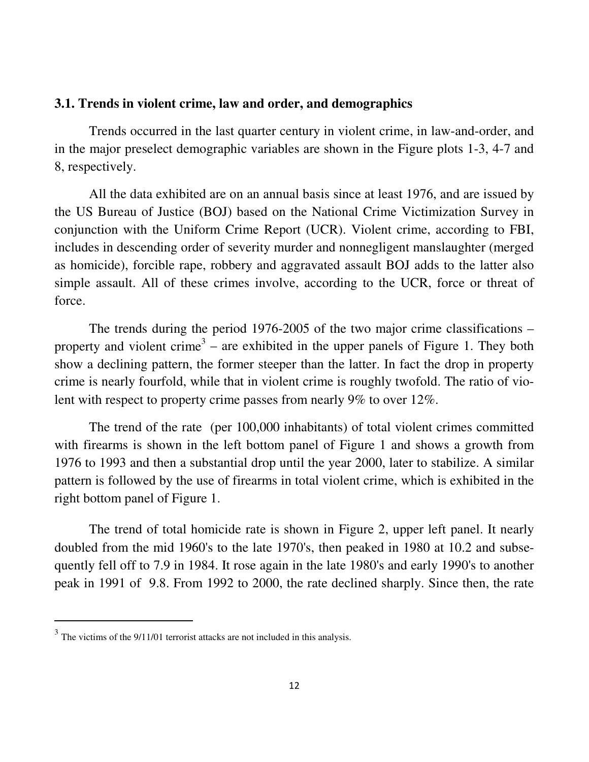### 3.1. Trends in violent crime, law and order, and demographics

Trends occurred in the last quarter century in violent crime, in law-and-order, and in the major preselect demographic variables are shown in the Figure plots 1-3, 4-7 and 8, respectively.

All the data exhibited are on an annual basis since at least 1976, and are issued by the US Bureau of Justice (BOJ) based on the National Crime Victimization Survey in conjunction with the Uniform Crime Report (UCR). Violent crime, according to FBI, includes in descending order of severity murder and nonnegligent manslaughter (merged as homicide), forcible rape, robbery and aggravated assault BOJ adds to the latter also simple assault. All of these crimes involve, according to the UCR, force or threat of force.

The trends during the period 1976-2005 of the two major crime classifications – property and violent crime[3] – are exhibited in the upper panels of Figure 1. They both show a declining pattern, the former steeper than the latter. In fact the drop in property crime is nearly fourfold, while that in violent crime is roughly twofold. The ratio of violent with respect to property crime passes from nearly 9% to over 12%.

The trend of the rate (per 100,000 inhabitants) of total violent crimes committed with firearms is shown in the left bottom panel of Figure 1 and shows a growth from 1976 to 1993 and then a substantial drop until the year 2000, later to stabilize. A similar pattern is followed by the use of firearms in total violent crime, which is exhibited in the right bottom panel of Figure 1.

The trend of total homicide rate is shown in Figure 2, upper left panel. It nearly doubled from the mid 1960's to the late 1970's, then peaked in 1980 at 10.2 and subsequently fell off to 7.9 in 1984. It rose again in the late 1980's and early 1990's to another peak in 1991 of 9.8. From 1992 to 2000, the rate declined sharply. Since then, the rate

[3] The victims of the 9/11/01 terrorist attacks are not included in this analysis.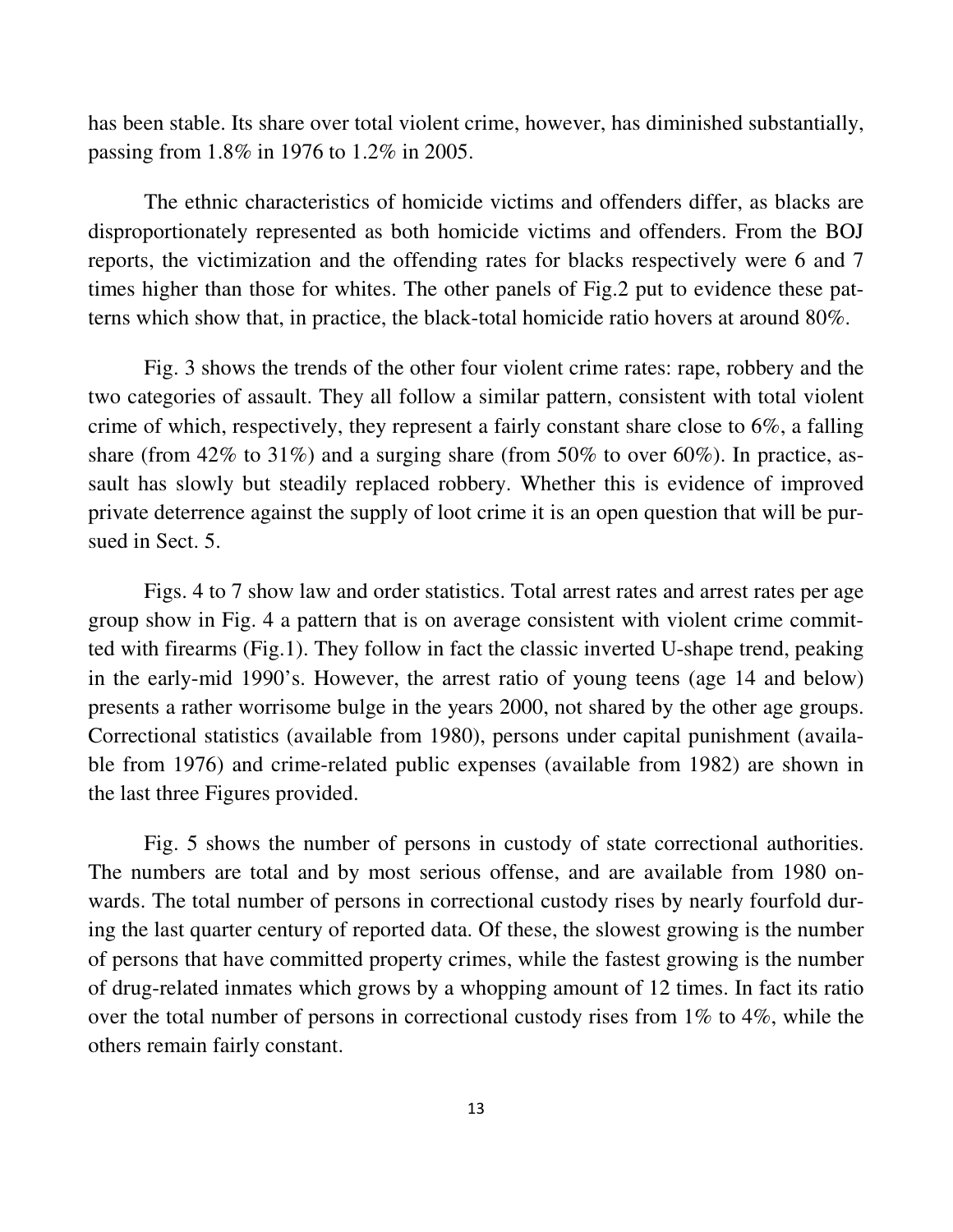has been stable. Its share over total violent crime, however, has diminished substantially, passing from 1.8% in 1976 to 1.2% in 2005.

The ethnic characteristics of homicide victims and offenders differ, as blacks are disproportionately represented as both homicide victims and offenders. From the BOJ reports, the victimization and the offending rates for blacks respectively were 6 and 7 times higher than those for whites. The other panels of Fig.2 put to evidence these patterns which show that, in practice, the black-total homicide ratio hovers at around 80%.

Fig. 3 shows the trends of the other four violent crime rates: rape, robbery and the two categories of assault. They all follow a similar pattern, consistent with total violent crime of which, respectively, they represent a fairly constant share close to 6%, a falling share (from 42% to 31%) and a surging share (from 50% to over 60%). In practice, assault has slowly but steadily replaced robbery. Whether this is evidence of improved private deterrence against the supply of loot crime it is an open question that will be pursued in Sect. 5.

Figs. 4 to 7 show law and order statistics. Total arrest rates and arrest rates per age group show in Fig. 4 a pattern that is on average consistent with violent crime committed with firearms (Fig.1). They follow in fact the classic inverted U-shape trend, peaking in the early-mid 1990's. However, the arrest ratio of young teens (age 14 and below) presents a rather worrisome bulge in the years 2000, not shared by the other age groups. Correctional statistics (available from 1980), persons under capital punishment (available from 1976) and crime-related public expenses (available from 1982) are shown in the last three Figures provided.

Fig. 5 shows the number of persons in custody of state correctional authorities. The numbers are total and by most serious offense, and are available from 1980 onwards. The total number of persons in correctional custody rises by nearly fourfold during the last quarter century of reported data. Of these, the slowest growing is the number of persons that have committed property crimes, while the fastest growing is the number of drug-related inmates which grows by a whopping amount of 12 times. In fact its ratio over the total number of persons in correctional custody rises from 1% to 4%, while the others remain fairly constant.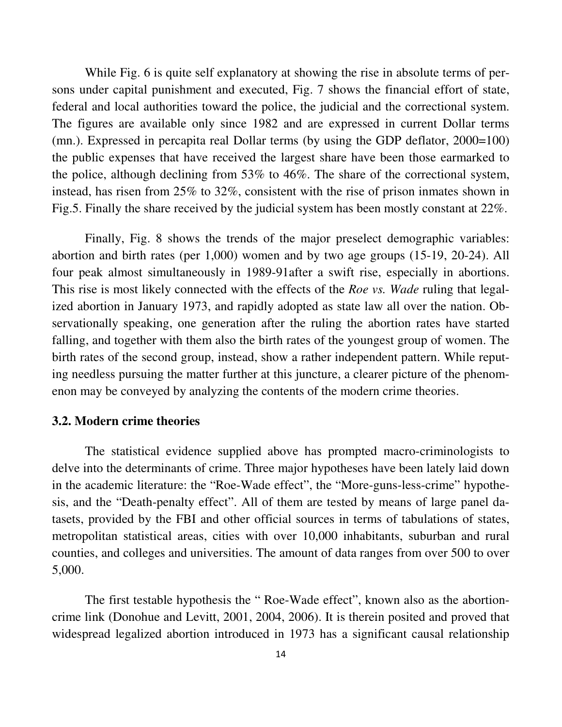While Fig. 6 is quite self explanatory at showing the rise in absolute terms of persons under capital punishment and executed, Fig. 7 shows the financial effort of state, federal and local authorities toward the police, the judicial and the correctional system. The figures are available only since 1982 and are expressed in current Dollar terms (mn.). Expressed in percapita real Dollar terms (by using the GDP deflator, 2000=100) the public expenses that have received the largest share have been those earmarked to the police, although declining from 53% to 46%. The share of the correctional system, instead, has risen from 25% to 32%, consistent with the rise of prison inmates shown in Fig.5. Finally the share received by the judicial system has been mostly constant at 22%.

Finally, Fig. 8 shows the trends of the major preselect demographic variables: abortion and birth rates (per 1,000) women and by two age groups (15-19, 20-24). All four peak almost simultaneously in 1989-91after a swift rise, especially in abortions. This rise is most likely connected with the effects of the *Roe vs. Wade* ruling that legalized abortion in January 1973, and rapidly adopted as state law all over the nation. Observationally speaking, one generation after the ruling the abortion rates have started falling, and together with them also the birth rates of the youngest group of women. The birth rates of the second group, instead, show a rather independent pattern. While reputing needless pursuing the matter further at this juncture, a clearer picture of the phenomenon may be conveyed by analyzing the contents of the modern crime theories.

### 3.2. Modern crime theories

The statistical evidence supplied above has prompted macro-criminologists to delve into the determinants of crime. Three major hypotheses have been lately laid down in the academic literature: the "Roe-Wade effect", the "More-guns-less-crime" hypothesis, and the "Death-penalty effect". All of them are tested by means of large panel datasets, provided by the FBI and other official sources in terms of tabulations of states, metropolitan statistical areas, cities with over 10,000 inhabitants, suburban and rural counties, and colleges and universities. The amount of data ranges from over 500 to over 5,000.

The first testable hypothesis the " Roe-Wade effect", known also as the abortion-crime link (Donohue and Levitt, 2001, 2004, 2006). It is therein posited and proved that widespread legalized abortion introduced in 1973 has a significant causal relationship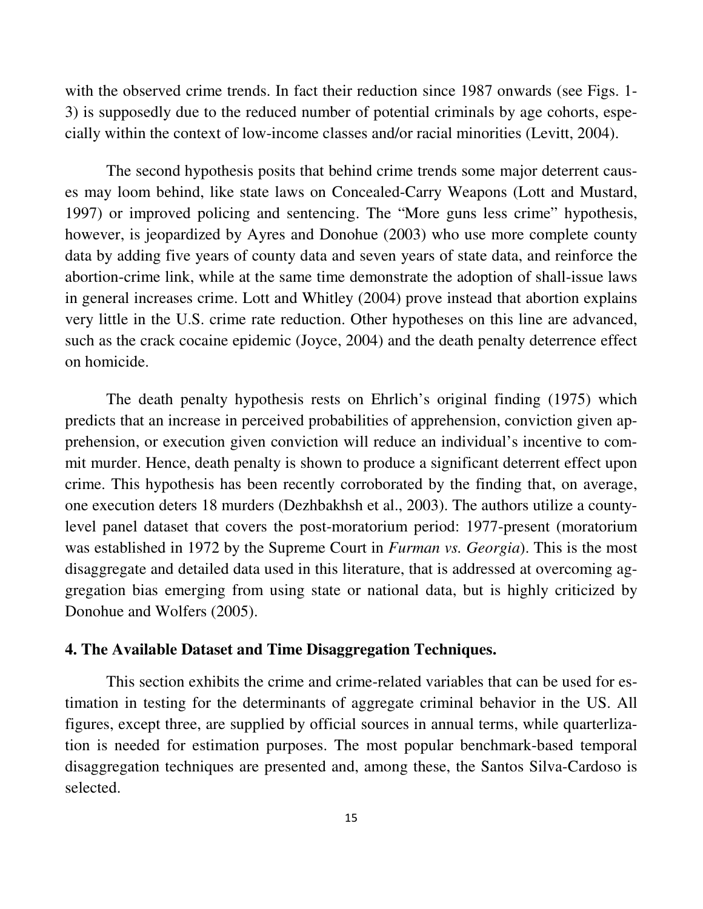with the observed crime trends. In fact their reduction since 1987 onwards (see Figs. 1-3) is supposedly due to the reduced number of potential criminals by age cohorts, especially within the context of low-income classes and/or racial minorities (Levitt, 2004).

The second hypothesis posits that behind crime trends some major deterrent causes may loom behind, like state laws on Concealed-Carry Weapons (Lott and Mustard, 1997) or improved policing and sentencing. The "More guns less crime" hypothesis, however, is jeopardized by Ayres and Donohue (2003) who use more complete county data by adding five years of county data and seven years of state data, and reinforce the abortion-crime link, while at the same time demonstrate the adoption of shall-issue laws in general increases crime. Lott and Whitley (2004) prove instead that abortion explains very little in the U.S. crime rate reduction. Other hypotheses on this line are advanced, such as the crack cocaine epidemic (Joyce, 2004) and the death penalty deterrence effect on homicide.

The death penalty hypothesis rests on Ehrlich's original finding (1975) which predicts that an increase in perceived probabilities of apprehension, conviction given apprehension, or execution given conviction will reduce an individual's incentive to commit murder. Hence, death penalty is shown to produce a significant deterrent effect upon crime. This hypothesis has been recently corroborated by the finding that, on average, one execution deters 18 murders (Dezhbakhsh et al., 2003). The authors utilize a county-level panel dataset that covers the post-moratorium period: 1977-present (moratorium was established in 1972 by the Supreme Court in *Furman vs. Georgia*). This is the most disaggregate and detailed data used in this literature, that is addressed at overcoming aggregation bias emerging from using state or national data, but is highly criticized by Donohue and Wolfers (2005).

## 4. The Available Dataset and Time Disaggregation Techniques.

This section exhibits the crime and crime-related variables that can be used for estimation in testing for the determinants of aggregate criminal behavior in the US. All figures, except three, are supplied by official sources in annual terms, while quarterlization is needed for estimation purposes. The most popular benchmark-based temporal disaggregation techniques are presented and, among these, the Santos Silva-Cardoso is selected.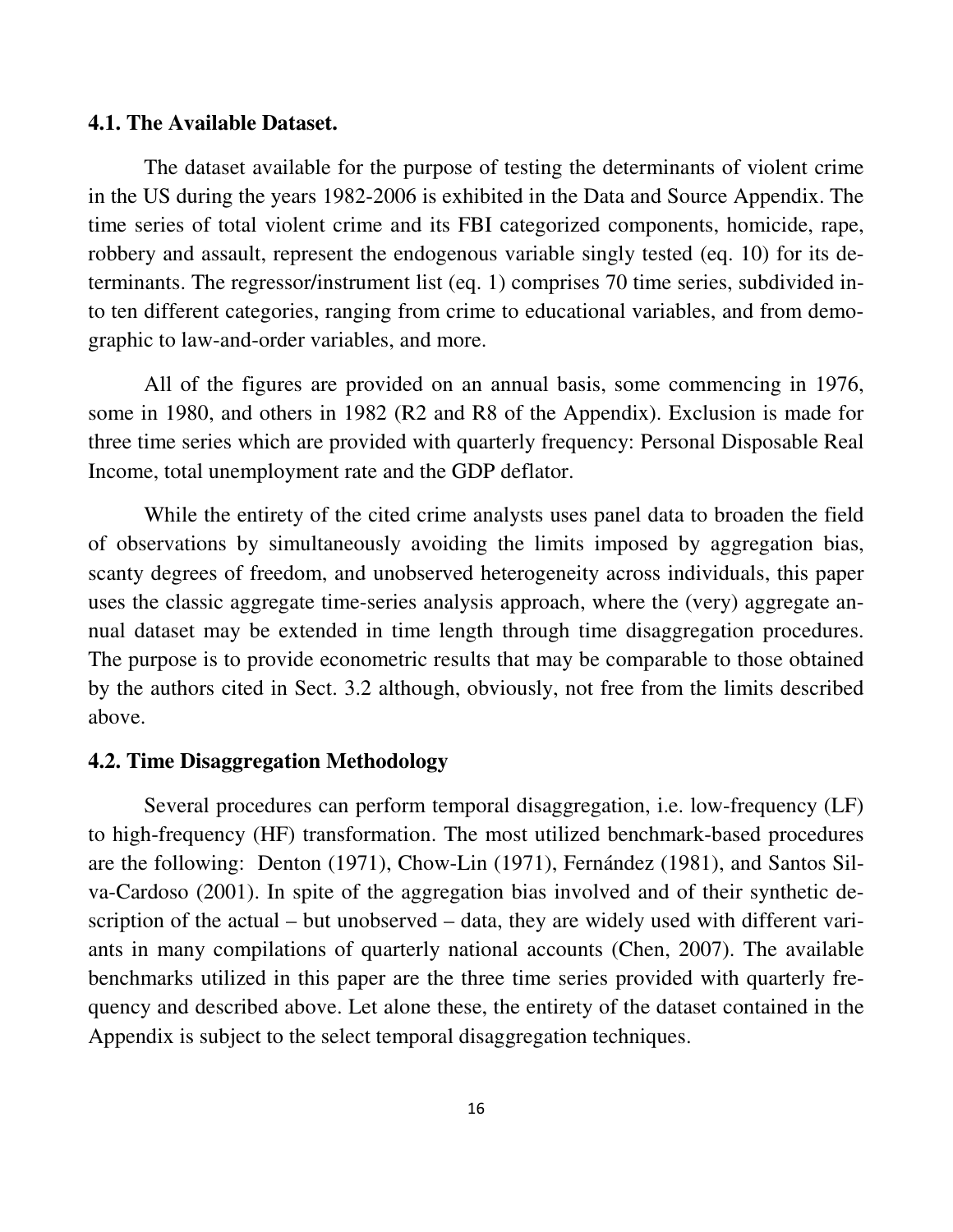### 4.1. The Available Dataset.

The dataset available for the purpose of testing the determinants of violent crime in the US during the years 1982-2006 is exhibited in the Data and Source Appendix. The time series of total violent crime and its FBI categorized components, homicide, rape, robbery and assault, represent the endogenous variable singly tested (eq. 10) for its determinants. The regressor/instrument list (eq. 1) comprises 70 time series, subdivided into ten different categories, ranging from crime to educational variables, and from demographic to law-and-order variables, and more.

All of the figures are provided on an annual basis, some commencing in 1976, some in 1980, and others in 1982 (R2 and R8 of the Appendix). Exclusion is made for three time series which are provided with quarterly frequency: Personal Disposable Real Income, total unemployment rate and the GDP deflator.

While the entirety of the cited crime analysts uses panel data to broaden the field of observations by simultaneously avoiding the limits imposed by aggregation bias, scanty degrees of freedom, and unobserved heterogeneity across individuals, this paper uses the classic aggregate time-series analysis approach, where the (very) aggregate annual dataset may be extended in time length through time disaggregation procedures. The purpose is to provide econometric results that may be comparable to those obtained by the authors cited in Sect. 3.2 although, obviously, not free from the limits described above.

### 4.2. Time Disaggregation Methodology

Several procedures can perform temporal disaggregation, i.e. low-frequency (LF) to high-frequency (HF) transformation. The most utilized benchmark-based procedures are the following: Denton (1971), Chow-Lin (1971), Fernández (1981), and Santos Silva-Cardoso (2001). In spite of the aggregation bias involved and of their synthetic description of the actual – but unobserved – data, they are widely used with different variants in many compilations of quarterly national accounts (Chen, 2007). The available benchmarks utilized in this paper are the three time series provided with quarterly frequency and described above. Let alone these, the entirety of the dataset contained in the Appendix is subject to the select temporal disaggregation techniques.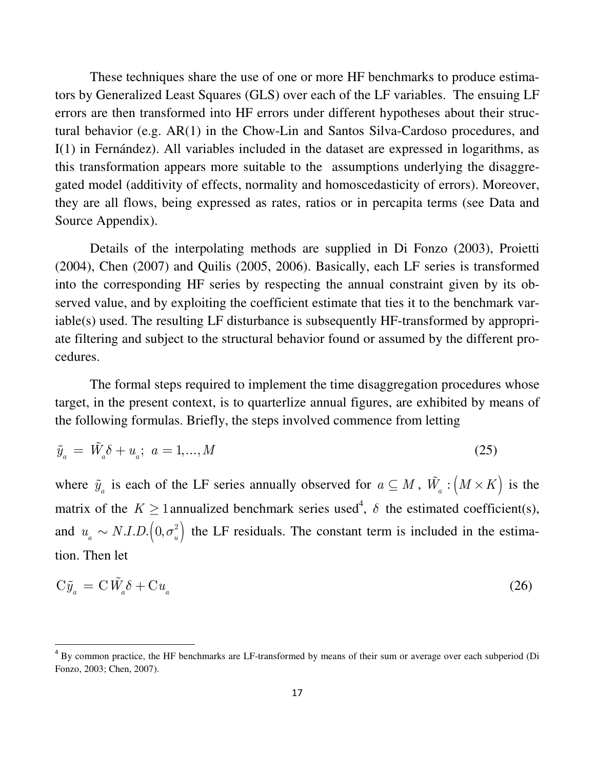These techniques share the use of one or more HF benchmarks to produce estimators by Generalized Least Squares (GLS) over each of the LF variables. The ensuing LF errors are then transformed into HF errors under different hypotheses about their structural behavior (e.g. AR(1) in the Chow-Lin and Santos Silva-Cardoso procedures, and I(1) in Fernández). All variables included in the dataset are expressed in logarithms, as this transformation appears more suitable to the assumptions underlying the disaggregated model (additivity of effects, normality and homoscedasticity of errors). Moreover, they are all flows, being expressed as rates, ratios or in percapita terms (see Data and Source Appendix).

Details of the interpolating methods are supplied in Di Fonzo (2003), Proietti (2004), Chen (2007) and Quilis (2005, 2006). Basically, each LF series is transformed into the corresponding HF series by respecting the annual constraint given by its observed value, and by exploiting the coefficient estimate that ties it to the benchmark variable(s) used. The resulting LF disturbance is subsequently HF-transformed by appropriate filtering and subject to the structural behavior found or assumed by the different procedures.

The formal steps required to implement the time disaggregation procedures whose target, in the present context, is to quarterlize annual figures, are exhibited by means of the following formulas. Briefly, the steps involved commence from letting

$$\tilde{y}_a = \tilde{W}_a \delta + u_a ; \; a = 1,...,M \tag{25}$$

where $\tilde{y}_a$ is each of the LF series annually observed for $a \subseteq M$, $\tilde{W}_a : \left(M \times K\right)$ is the matrix of the $K \geq 1$ annualized benchmark series used[4], $\delta$ the estimated coefficient(s), and $u_a \sim N.I.D.\left(0, \sigma_u^2\right)$ the LF residuals. The constant term is included in the estimation. Then let

$$\mathrm{C}\tilde{y}_a = \mathrm{C}\tilde{W}_a \delta + \mathrm{C}u_a \tag{26}$$

[4] By common practice, the HF benchmarks are LF-transformed by means of their sum or average over each subperiod (Di Fonzo, 2003; Chen, 2007).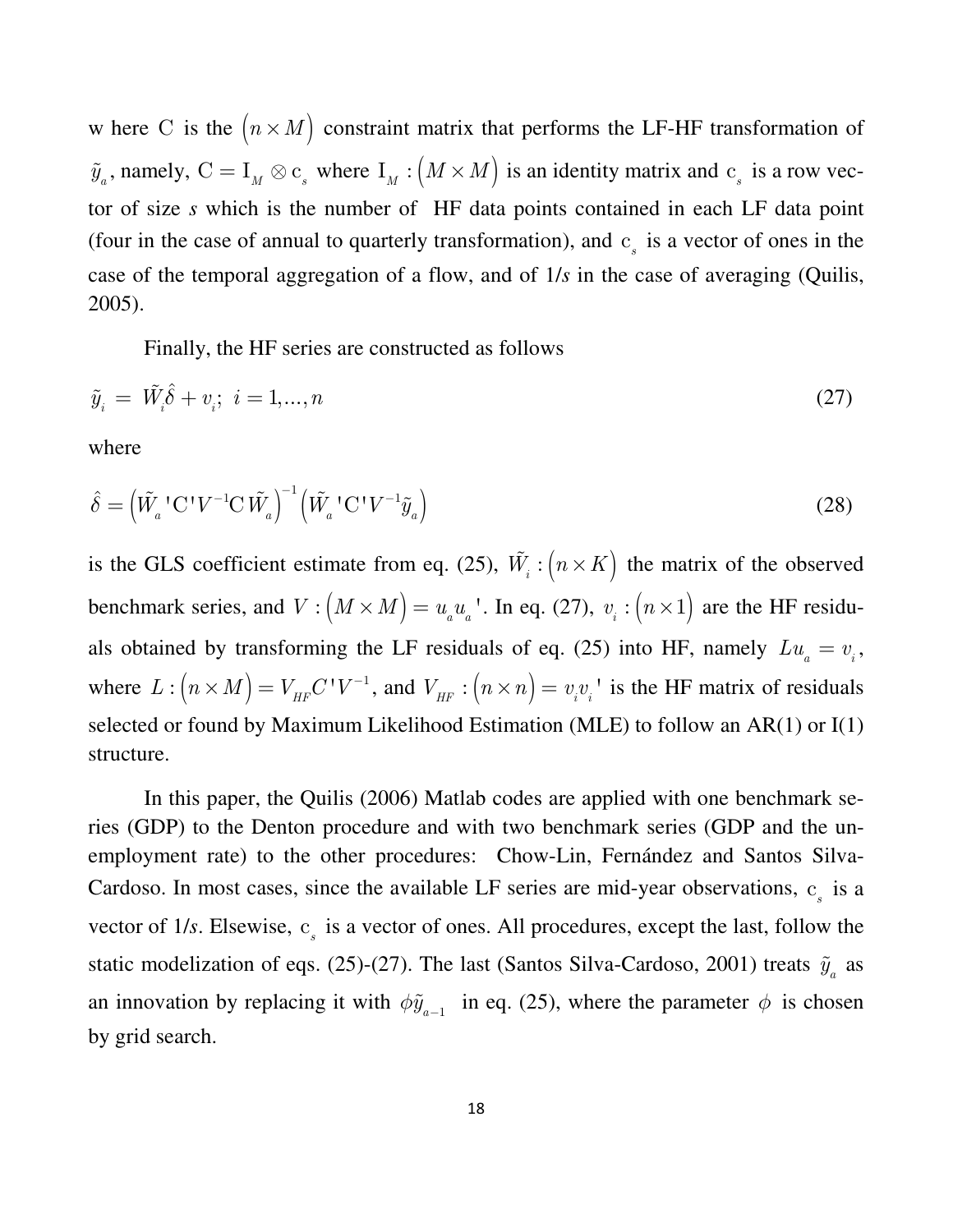w here $\mathrm{C}$ is the $\left(n \times M\right)$ constraint matrix that performs the LF-HF transformation of $\tilde{y}_a$, namely, $\mathrm{C} = \mathrm{I}_M \otimes \mathrm{c}_s$ where $\mathrm{I}_M : \left(M \times M\right)$ is an identity matrix and $\mathrm{c}_s$ is a row vector of size *s* which is the number of HF data points contained in each LF data point (four in the case of annual to quarterly transformation), and $\mathrm{c}_s$ is a vector of ones in the case of the temporal aggregation of a flow, and of 1/*s* in the case of averaging (Quilis, 2005).

Finally, the HF series are constructed as follows

$$\tilde{y}_i = \tilde{W}_i \hat{\delta} + v_i; \; i = 1, \ldots, n \tag{27}$$

where

$$\hat{\delta} = \left(\tilde{W}_a{}'\mathrm{C}'V^{-1}\mathrm{C}\,\tilde{W}_a\right)^{-1}\left(\tilde{W}_a{}'\mathrm{C}'V^{-1}\tilde{y}_a\right) \tag{28}$$

is the GLS coefficient estimate from eq. (25), $\tilde{W}_i : \left(n \times K\right)$ the matrix of the observed benchmark series, and $V : \left(M \times M\right) = u_a u_a{}'$. In eq. (27), $v_i : \left(n \times 1\right)$ are the HF residuals obtained by transforming the LF residuals of eq. (25) into HF, namely $Lu_a = v_i$, where $L : \left(n \times M\right) = V_{HF} C' V^{-1}$, and $V_{HF} : \left(n \times n\right) = v_i v_i{}'$ is the HF matrix of residuals selected or found by Maximum Likelihood Estimation (MLE) to follow an AR(1) or I(1) structure.

In this paper, the Quilis (2006) Matlab codes are applied with one benchmark series (GDP) to the Denton procedure and with two benchmark series (GDP and the unemployment rate) to the other procedures: Chow-Lin, Fernández and Santos Silva-Cardoso. In most cases, since the available LF series are mid-year observations, $\mathrm{c}_s$ is a vector of 1/*s*. Elsewise, $\mathrm{c}_s$ is a vector of ones. All procedures, except the last, follow the static modelization of eqs. (25)-(27). The last (Santos Silva-Cardoso, 2001) treats $\tilde{y}_a$ as an innovation by replacing it with $\phi \tilde{y}_{a-1}$ in eq. (25), where the parameter $\phi$ is chosen by grid search.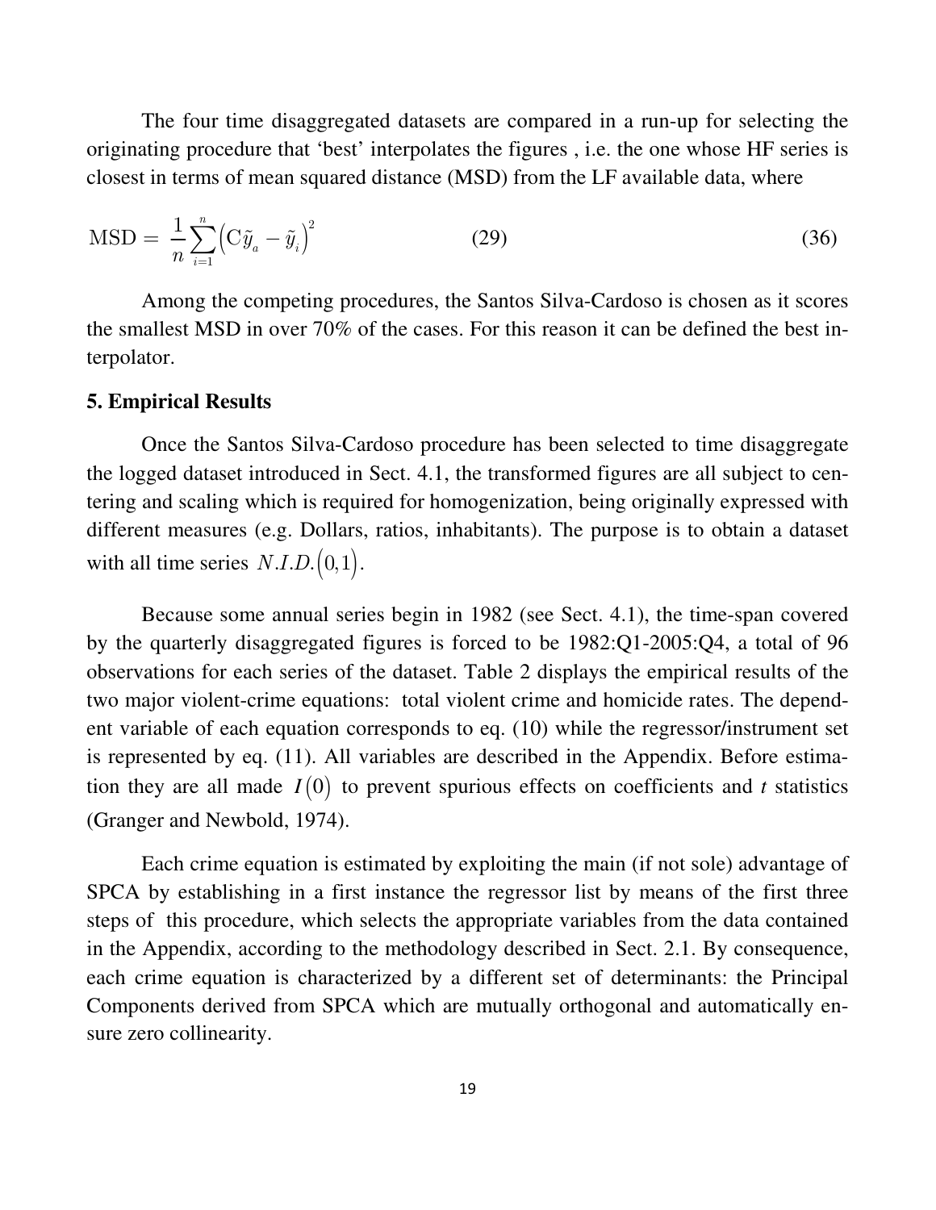The four time disaggregated datasets are compared in a run-up for selecting the originating procedure that 'best' interpolates the figures , i.e. the one whose HF series is closest in terms of mean squared distance (MSD) from the LF available data, where

$$\mathrm{MSD} = \frac{1}{n}\sum_{i=1}^{n}\left(\mathrm{C}\tilde{y}_{a} - \tilde{y}_{i}\right)^{2} \qquad (29) \qquad (36)$$

Among the competing procedures, the Santos Silva-Cardoso is chosen as it scores the smallest MSD in over 70% of the cases. For this reason it can be defined the best interpolator.

## 5. Empirical Results

Once the Santos Silva-Cardoso procedure has been selected to time disaggregate the logged dataset introduced in Sect. 4.1, the transformed figures are all subject to centering and scaling which is required for homogenization, being originally expressed with different measures (e.g. Dollars, ratios, inhabitants). The purpose is to obtain a dataset with all time series $N.I.D.(0,1)$.

Because some annual series begin in 1982 (see Sect. 4.1), the time-span covered by the quarterly disaggregated figures is forced to be 1982:Q1-2005:Q4, a total of 96 observations for each series of the dataset. Table 2 displays the empirical results of the two major violent-crime equations: total violent crime and homicide rates. The dependent variable of each equation corresponds to eq. (10) while the regressor/instrument set is represented by eq. (11). All variables are described in the Appendix. Before estimation they are all made $I(0)$ to prevent spurious effects on coefficients and *t* statistics (Granger and Newbold, 1974).

Each crime equation is estimated by exploiting the main (if not sole) advantage of SPCA by establishing in a first instance the regressor list by means of the first three steps of this procedure, which selects the appropriate variables from the data contained in the Appendix, according to the methodology described in Sect. 2.1. By consequence, each crime equation is characterized by a different set of determinants: the Principal Components derived from SPCA which are mutually orthogonal and automatically ensure zero collinearity.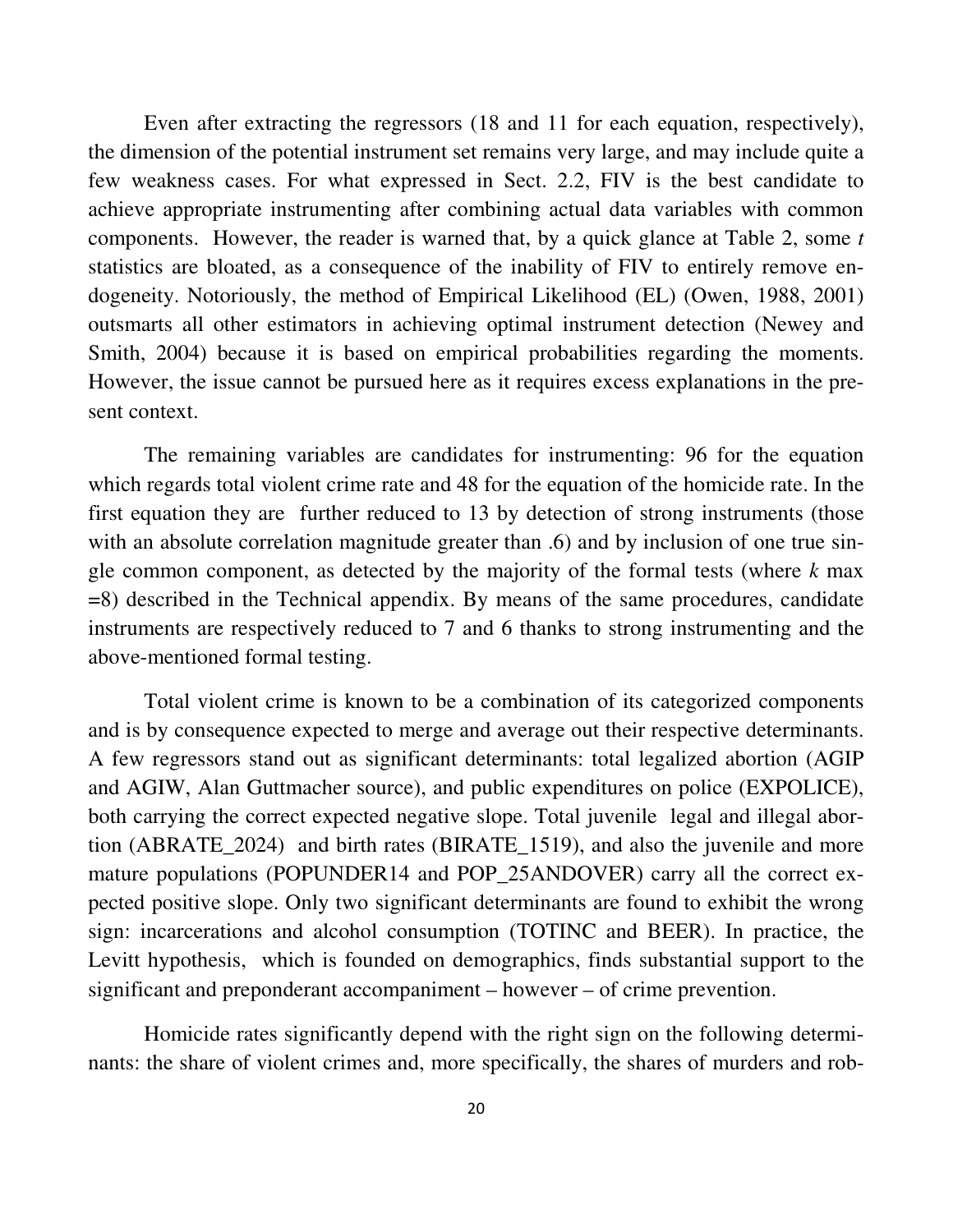Even after extracting the regressors (18 and 11 for each equation, respectively), the dimension of the potential instrument set remains very large, and may include quite a few weakness cases. For what expressed in Sect. 2.2, FIV is the best candidate to achieve appropriate instrumenting after combining actual data variables with common components. However, the reader is warned that, by a quick glance at Table 2, some *t* statistics are bloated, as a consequence of the inability of FIV to entirely remove endogeneity. Notoriously, the method of Empirical Likelihood (EL) (Owen, 1988, 2001) outsmarts all other estimators in achieving optimal instrument detection (Newey and Smith, 2004) because it is based on empirical probabilities regarding the moments. However, the issue cannot be pursued here as it requires excess explanations in the present context.

The remaining variables are candidates for instrumenting: 96 for the equation which regards total violent crime rate and 48 for the equation of the homicide rate. In the first equation they are further reduced to 13 by detection of strong instruments (those with an absolute correlation magnitude greater than .6) and by inclusion of one true single common component, as detected by the majority of the formal tests (where $k$ max =8) described in the Technical appendix. By means of the same procedures, candidate instruments are respectively reduced to 7 and 6 thanks to strong instrumenting and the above-mentioned formal testing.

Total violent crime is known to be a combination of its categorized components and is by consequence expected to merge and average out their respective determinants. A few regressors stand out as significant determinants: total legalized abortion (AGIP and AGIW, Alan Guttmacher source), and public expenditures on police (EXPOLICE), both carrying the correct expected negative slope. Total juvenile legal and illegal abortion (ABRATE_2024) and birth rates (BIRATE_1519), and also the juvenile and more mature populations (POPUNDER14 and POP_25ANDOVER) carry all the correct expected positive slope. Only two significant determinants are found to exhibit the wrong sign: incarcerations and alcohol consumption (TOTINC and BEER). In practice, the Levitt hypothesis, which is founded on demographics, finds substantial support to the significant and preponderant accompaniment – however – of crime prevention.

Homicide rates significantly depend with the right sign on the following determinants: the share of violent crimes and, more specifically, the shares of murders and rob-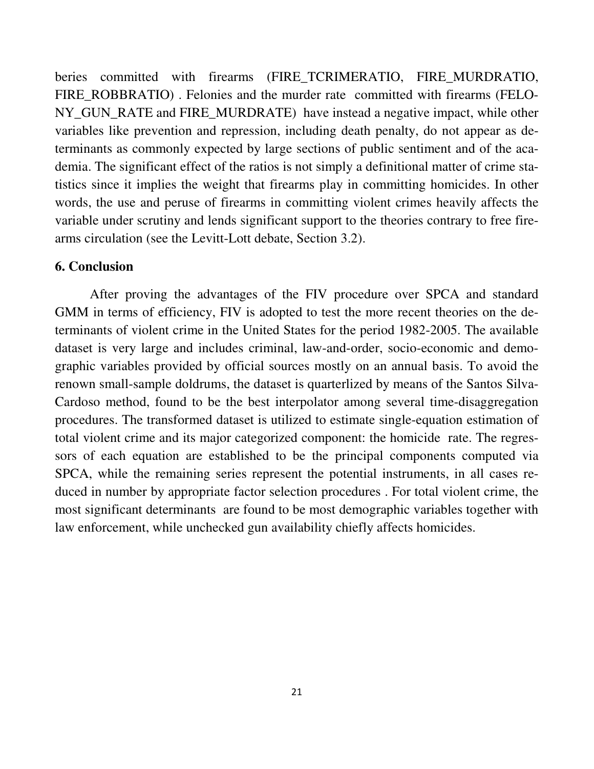beries committed with firearms (FIRE_TCRIMERATIO, FIRE_MURDRATIO, FIRE_ROBBRATIO) . Felonies and the murder rate committed with firearms (FELONY_GUN_RATE and FIRE_MURDRATE) have instead a negative impact, while other variables like prevention and repression, including death penalty, do not appear as determinants as commonly expected by large sections of public sentiment and of the academia. The significant effect of the ratios is not simply a definitional matter of crime statistics since it implies the weight that firearms play in committing homicides. In other words, the use and peruse of firearms in committing violent crimes heavily affects the variable under scrutiny and lends significant support to the theories contrary to free firearms circulation (see the Levitt-Lott debate, Section 3.2).

## 6. Conclusion

After proving the advantages of the FIV procedure over SPCA and standard GMM in terms of efficiency, FIV is adopted to test the more recent theories on the determinants of violent crime in the United States for the period 1982-2005. The available dataset is very large and includes criminal, law-and-order, socio-economic and demographic variables provided by official sources mostly on an annual basis. To avoid the renown small-sample doldrums, the dataset is quarterlized by means of the Santos Silva-Cardoso method, found to be the best interpolator among several time-disaggregation procedures. The transformed dataset is utilized to estimate single-equation estimation of total violent crime and its major categorized component: the homicide rate. The regressors of each equation are established to be the principal components computed via SPCA, while the remaining series represent the potential instruments, in all cases reduced in number by appropriate factor selection procedures . For total violent crime, the most significant determinants are found to be most demographic variables together with law enforcement, while unchecked gun availability chiefly affects homicides.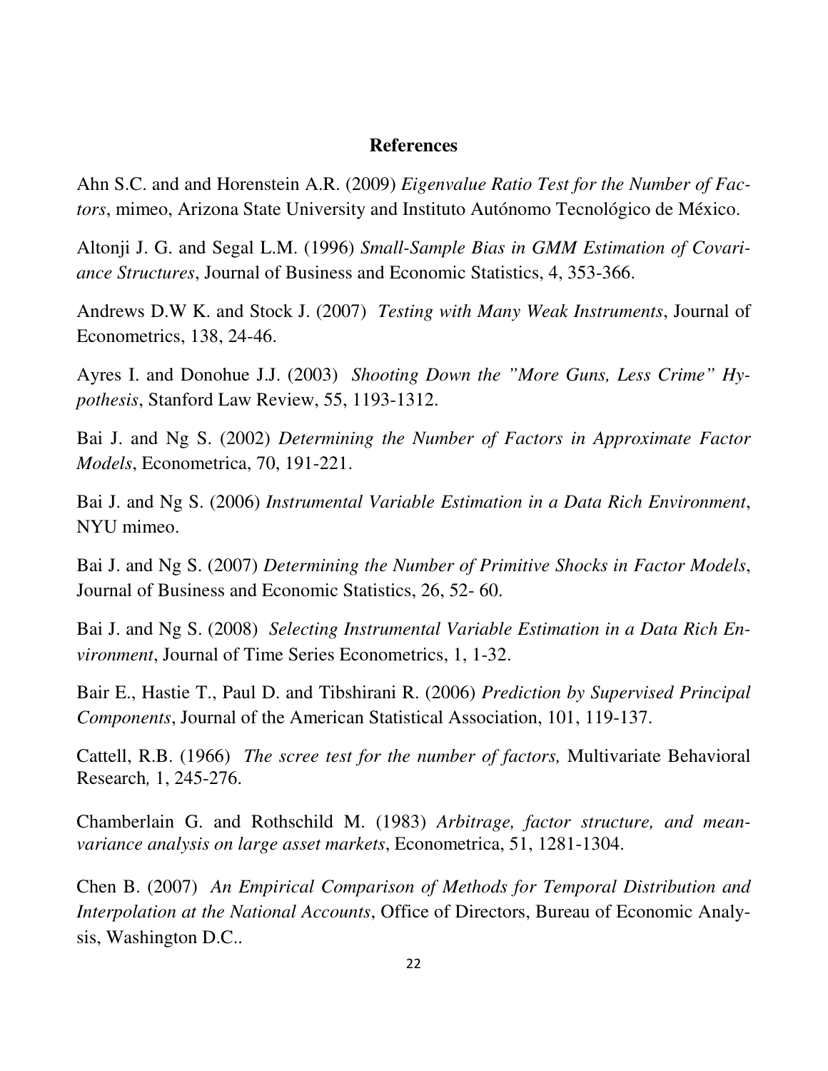## References

Ahn S.C. and and Horenstein A.R. (2009) *Eigenvalue Ratio Test for the Number of Factors*, mimeo, Arizona State University and Instituto Autónomo Tecnológico de México.

Altonji J. G. and Segal L.M. (1996) *Small-Sample Bias in GMM Estimation of Covariance Structures*, Journal of Business and Economic Statistics, 4, 353-366.

Andrews D.W K. and Stock J. (2007) *Testing with Many Weak Instruments*, Journal of Econometrics, 138, 24-46.

Ayres I. and Donohue J.J. (2003) *Shooting Down the "More Guns, Less Crime" Hypothesis*, Stanford Law Review, 55, 1193-1312.

Bai J. and Ng S. (2002) *Determining the Number of Factors in Approximate Factor Models*, Econometrica, 70, 191-221.

Bai J. and Ng S. (2006) *Instrumental Variable Estimation in a Data Rich Environment*, NYU mimeo.

Bai J. and Ng S. (2007) *Determining the Number of Primitive Shocks in Factor Models*, Journal of Business and Economic Statistics, 26, 52- 60.

Bai J. and Ng S. (2008) *Selecting Instrumental Variable Estimation in a Data Rich Environment*, Journal of Time Series Econometrics, 1, 1-32.

Bair E., Hastie T., Paul D. and Tibshirani R. (2006) *Prediction by Supervised Principal Components*, Journal of the American Statistical Association, 101, 119-137.

Cattell, R.B. (1966) *The scree test for the number of factors,* Multivariate Behavioral Research*,* 1, 245-276.

Chamberlain G. and Rothschild M. (1983) *Arbitrage, factor structure, and mean-variance analysis on large asset markets*, Econometrica, 51, 1281-1304.

Chen B. (2007) *An Empirical Comparison of Methods for Temporal Distribution and Interpolation at the National Accounts*, Office of Directors, Bureau of Economic Analysis, Washington D.C..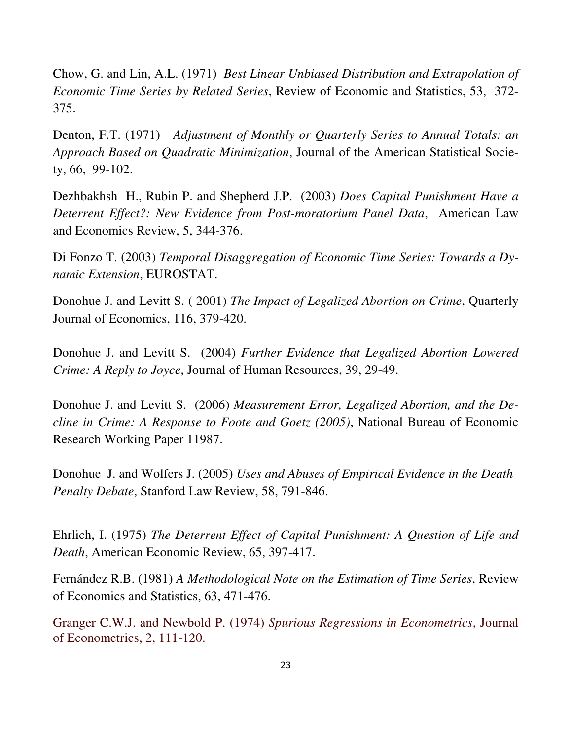Chow, G. and Lin, A.L. (1971) *Best Linear Unbiased Distribution and Extrapolation of Economic Time Series by Related Series*, Review of Economic and Statistics, 53, 372-375.

Denton, F.T. (1971) *Adjustment of Monthly or Quarterly Series to Annual Totals: an Approach Based on Quadratic Minimization*, Journal of the American Statistical Society, 66, 99-102.

Dezhbakhsh H., Rubin P. and Shepherd J.P. (2003) *Does Capital Punishment Have a Deterrent Effect?: New Evidence from Post-moratorium Panel Data*, American Law and Economics Review, 5, 344-376.

Di Fonzo T. (2003) *Temporal Disaggregation of Economic Time Series: Towards a Dynamic Extension*, EUROSTAT.

Donohue J. and Levitt S. ( 2001) *The Impact of Legalized Abortion on Crime*, Quarterly Journal of Economics, 116, 379-420.

Donohue J. and Levitt S. (2004) *Further Evidence that Legalized Abortion Lowered Crime: A Reply to Joyce*, Journal of Human Resources, 39, 29-49.

Donohue J. and Levitt S. (2006) *Measurement Error, Legalized Abortion, and the Decline in Crime: A Response to Foote and Goetz (2005)*, National Bureau of Economic Research Working Paper 11987.

Donohue J. and Wolfers J. (2005) *Uses and Abuses of Empirical Evidence in the Death Penalty Debate*, Stanford Law Review, 58, 791-846.

Ehrlich, I. (1975) *The Deterrent Effect of Capital Punishment: A Question of Life and Death*, American Economic Review, 65, 397-417.

Fernández R.B. (1981) *A Methodological Note on the Estimation of Time Series*, Review of Economics and Statistics, 63, 471-476.

Granger C.W.J. and Newbold P. (1974) *Spurious Regressions in Econometrics*, Journal of Econometrics, 2, 111-120.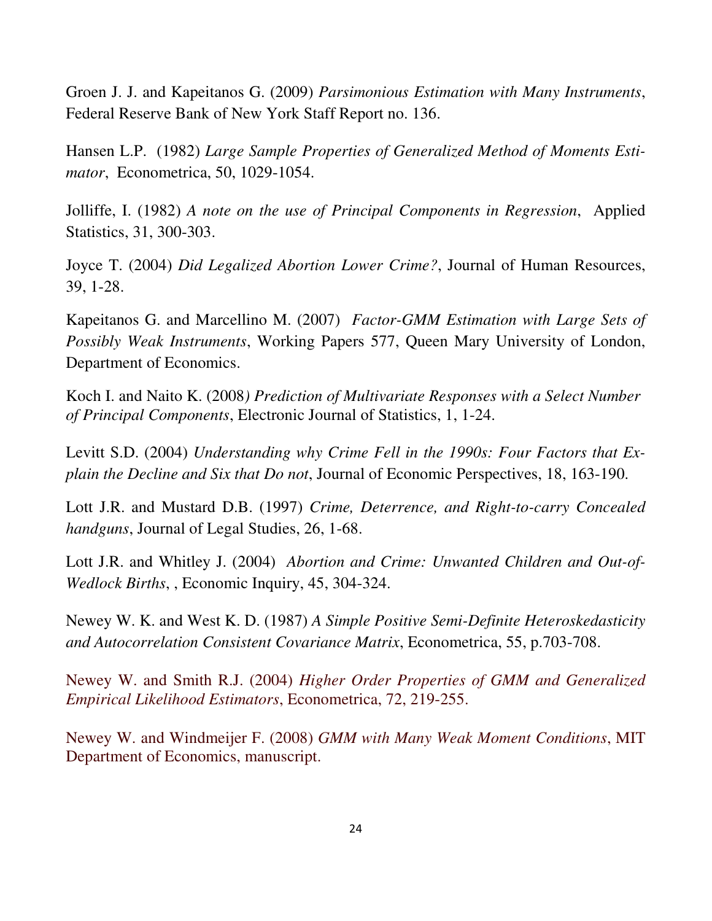Groen J. J. and Kapeitanos G. (2009) *Parsimonious Estimation with Many Instruments*, Federal Reserve Bank of New York Staff Report no. 136.

Hansen L.P. (1982) *Large Sample Properties of Generalized Method of Moments Estimator*, Econometrica, 50, 1029-1054.

Jolliffe, I. (1982) *A note on the use of Principal Components in Regression*, Applied Statistics, 31, 300-303.

Joyce T. (2004) *Did Legalized Abortion Lower Crime?*, Journal of Human Resources, 39, 1-28.

Kapeitanos G. and Marcellino M. (2007) *Factor-GMM Estimation with Large Sets of Possibly Weak Instruments*, Working Papers 577, Queen Mary University of London, Department of Economics.

Koch I. and Naito K. (2008) *Prediction of Multivariate Responses with a Select Number of Principal Components*, Electronic Journal of Statistics, 1, 1-24.

Levitt S.D. (2004) *Understanding why Crime Fell in the 1990s: Four Factors that Explain the Decline and Six that Do not*, Journal of Economic Perspectives, 18, 163-190.

Lott J.R. and Mustard D.B. (1997) *Crime, Deterrence, and Right-to-carry Concealed handguns*, Journal of Legal Studies, 26, 1-68.

Lott J.R. and Whitley J. (2004) *Abortion and Crime: Unwanted Children and Out-of-Wedlock Births*, , Economic Inquiry, 45, 304-324.

Newey W. K. and West K. D. (1987) *A Simple Positive Semi-Definite Heteroskedasticity and Autocorrelation Consistent Covariance Matrix*, Econometrica, 55, p.703-708.

Newey W. and Smith R.J. (2004) *Higher Order Properties of GMM and Generalized Empirical Likelihood Estimators*, Econometrica, 72, 219-255.

Newey W. and Windmeijer F. (2008) *GMM with Many Weak Moment Conditions*, MIT Department of Economics, manuscript.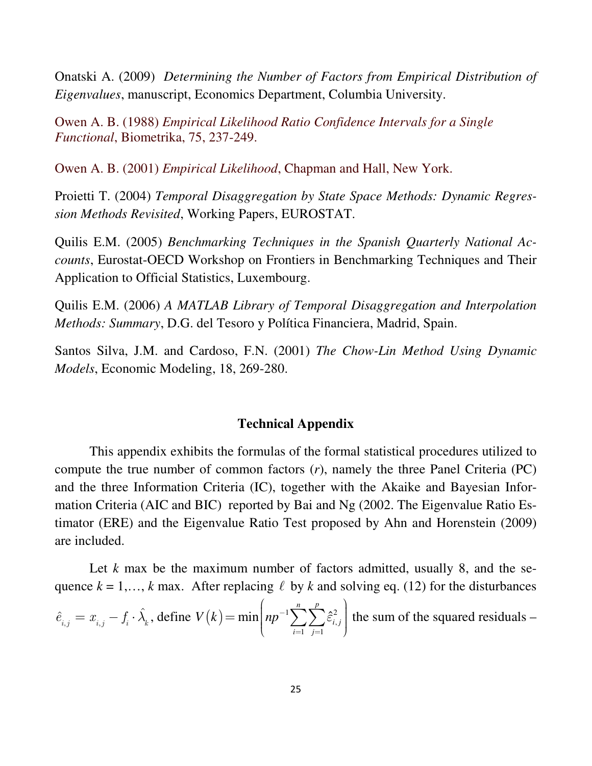Onatski A. (2009) *Determining the Number of Factors from Empirical Distribution of Eigenvalues*, manuscript, Economics Department, Columbia University.

Owen A. B. (1988) *Empirical Likelihood Ratio Confidence Intervals for a Single Functional*, Biometrika, 75, 237-249.

Owen A. B. (2001) *Empirical Likelihood*, Chapman and Hall, New York.

Proietti T. (2004) *Temporal Disaggregation by State Space Methods: Dynamic Regression Methods Revisited*, Working Papers, EUROSTAT.

Quilis E.M. (2005) *Benchmarking Techniques in the Spanish Quarterly National Accounts*, Eurostat-OECD Workshop on Frontiers in Benchmarking Techniques and Their Application to Official Statistics, Luxembourg.

Quilis E.M. (2006) *A MATLAB Library of Temporal Disaggregation and Interpolation Methods: Summary*, D.G. del Tesoro y Política Financiera, Madrid, Spain.

Santos Silva, J.M. and Cardoso, F.N. (2001) *The Chow-Lin Method Using Dynamic Models*, Economic Modeling, 18, 269-280.

## Technical Appendix

This appendix exhibits the formulas of the formal statistical procedures utilized to compute the true number of common factors ($r$), namely the three Panel Criteria (PC) and the three Information Criteria (IC), together with the Akaike and Bayesian Information Criteria (AIC and BIC) reported by Bai and Ng (2002. The Eigenvalue Ratio Estimator (ERE) and the Eigenvalue Ratio Test proposed by Ahn and Horenstein (2009) are included.

Let $k$ max be the maximum number of factors admitted, usually 8, and the sequence $k = 1,\ldots, k$ max. After replacing $\ell$ by $k$ and solving eq. (12) for the disturbances $\hat{e}_{i,j} = x_{i,j} - f_i \cdot \hat{\lambda}_k$, define $V(k) = \min\left(np^{-1}\sum_{i=1}^{n}\sum_{j=1}^{p}\hat{\varepsilon}_{i,j}^2\right)$ the sum of the squared residuals –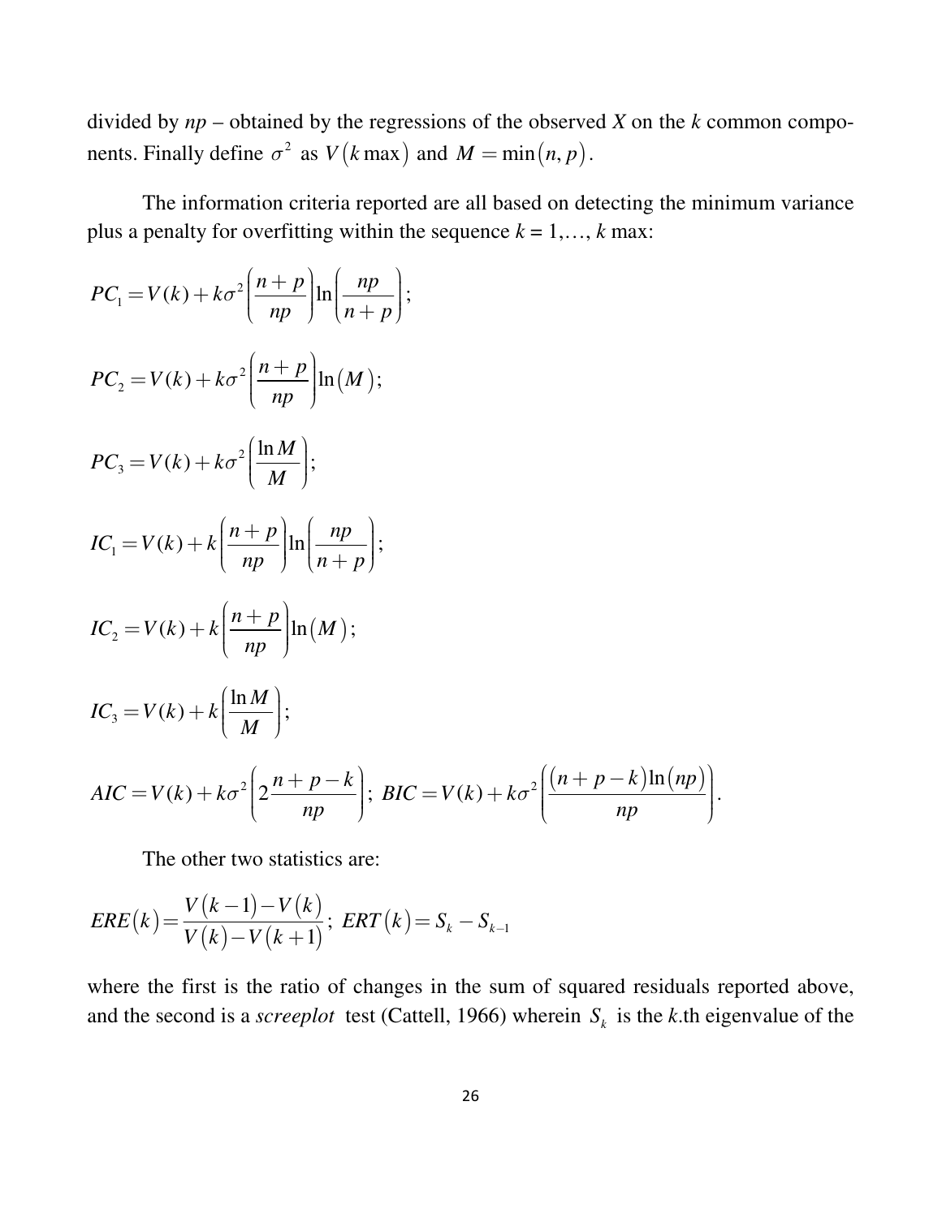divided by $np$ – obtained by the regressions of the observed $X$ on the $k$ common components. Finally define $\sigma^2$ as $V(k\max)$ and $M = \min(n, p)$.

The information criteria reported are all based on detecting the minimum variance plus a penalty for overfitting within the sequence $k = 1,\ldots, k$ max:

$$PC_1 = V(k) + k\sigma^2\left(\frac{n+p}{np}\right)\ln\left(\frac{np}{n+p}\right);$$

$$PC_2 = V(k) + k\sigma^2\left(\frac{n+p}{np}\right)\ln(M);$$

$$PC_3 = V(k) + k\sigma^2\left(\frac{\ln M}{M}\right);$$

$$IC_1 = V(k) + k\left(\frac{n+p}{np}\right)\ln\left(\frac{np}{n+p}\right);$$

$$IC_2 = V(k) + k\left(\frac{n+p}{np}\right)\ln(M);$$

$$IC_3 = V(k) + k\left(\frac{\ln M}{M}\right);$$

$$AIC = V(k) + k\sigma^2\left(2\frac{n+p-k}{np}\right);\; BIC = V(k) + k\sigma^2\left(\frac{(n+p-k)\ln(np)}{np}\right).$$

The other two statistics are:

$$ERE(k) = \frac{V(k-1) - V(k)}{V(k) - V(k+1)};\; ERT(k) = S_k - S_{k-1}$$

where the first is the ratio of changes in the sum of squared residuals reported above, and the second is a *screeplot* test (Cattell, 1966) wherein $S_k$ is the $k$.th eigenvalue of the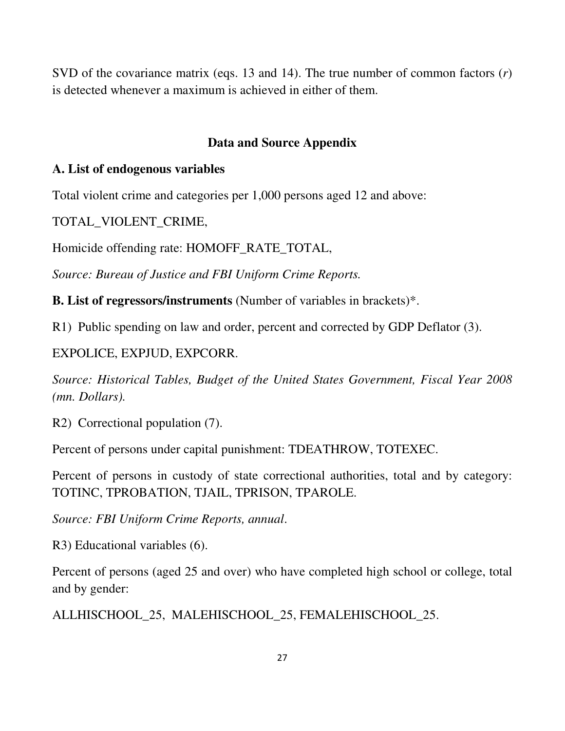SVD of the covariance matrix (eqs. 13 and 14). The true number of common factors ($r$) is detected whenever a maximum is achieved in either of them.

## Data and Source Appendix

### A. List of endogenous variables

Total violent crime and categories per 1,000 persons aged 12 and above:

TOTAL_VIOLENT_CRIME,

Homicide offending rate: HOMOFF_RATE_TOTAL,

*Source: Bureau of Justice and FBI Uniform Crime Reports.*

**B. List of regressors/instruments** (Number of variables in brackets)*.

R1) Public spending on law and order, percent and corrected by GDP Deflator (3).

EXPOLICE, EXPJUD, EXPCORR.

*Source: Historical Tables, Budget of the United States Government, Fiscal Year 2008 (mn. Dollars).*

R2) Correctional population (7).

Percent of persons under capital punishment: TDEATHROW, TOTEXEC.

Percent of persons in custody of state correctional authorities, total and by category: TOTINC, TPROBATION, TJAIL, TPRISON, TPAROLE.

*Source: FBI Uniform Crime Reports, annual*.

R3) Educational variables (6).

Percent of persons (aged 25 and over) who have completed high school or college, total and by gender:

ALLHISCHOOL_25, MALEHISCHOOL_25, FEMALEHISCHOOL_25.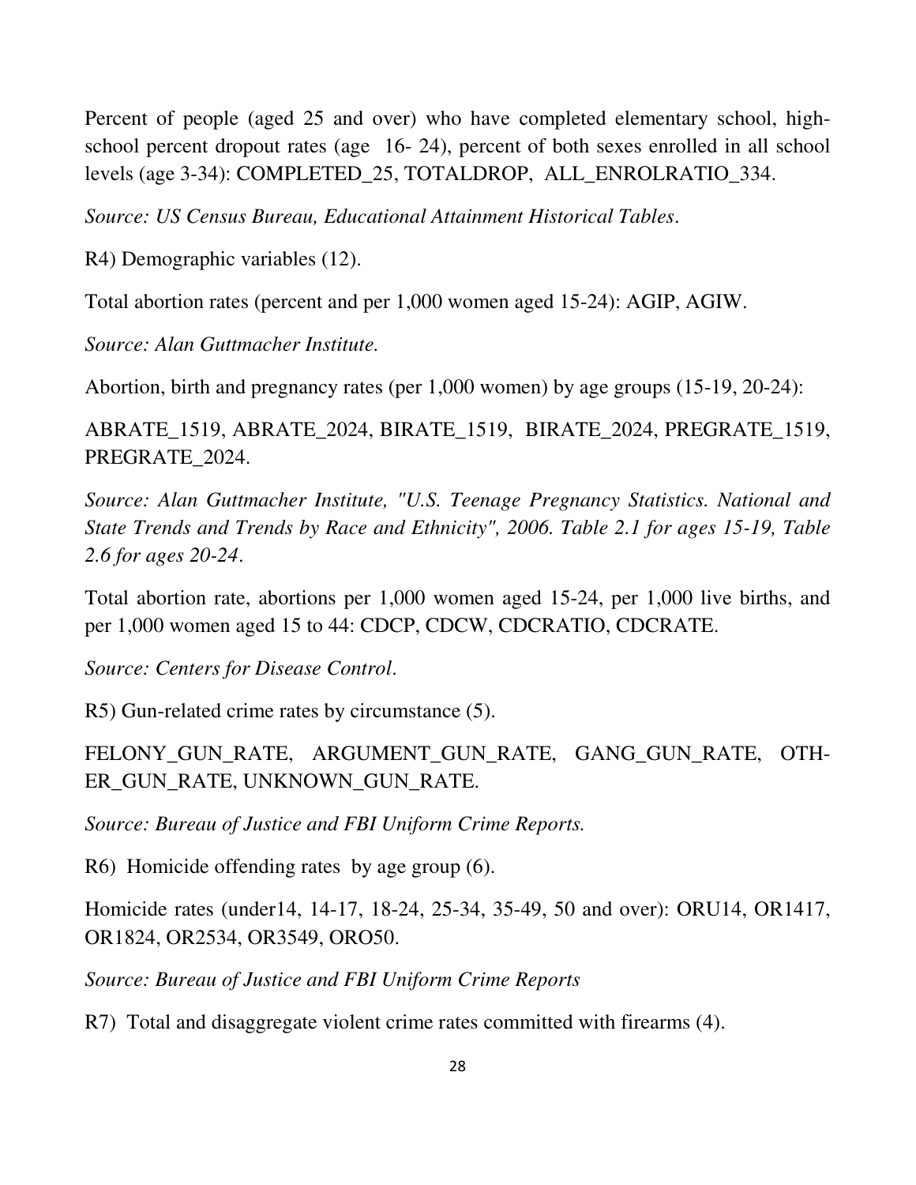Percent of people (aged 25 and over) who have completed elementary school, high-school percent dropout rates (age 16- 24), percent of both sexes enrolled in all school levels (age 3-34): COMPLETED_25, TOTALDROP, ALL_ENROLRATIO_334.

*Source: US Census Bureau, Educational Attainment Historical Tables*.

R4) Demographic variables (12).

Total abortion rates (percent and per 1,000 women aged 15-24): AGIP, AGIW.

*Source: Alan Guttmacher Institute.*

Abortion, birth and pregnancy rates (per 1,000 women) by age groups (15-19, 20-24):

ABRATE_1519, ABRATE_2024, BIRATE_1519, BIRATE_2024, PREGRATE_1519, PREGRATE_2024.

*Source: Alan Guttmacher Institute, "U.S. Teenage Pregnancy Statistics. National and State Trends and Trends by Race and Ethnicity", 2006. Table 2.1 for ages 15-19, Table 2.6 for ages 20-24*.

Total abortion rate, abortions per 1,000 women aged 15-24, per 1,000 live births, and per 1,000 women aged 15 to 44: CDCP, CDCW, CDCRATIO, CDCRATE.

*Source: Centers for Disease Control*.

R5) Gun-related crime rates by circumstance (5).

FELONY_GUN_RATE, ARGUMENT_GUN_RATE, GANG_GUN_RATE, OTHER_GUN_RATE, UNKNOWN_GUN_RATE.

*Source: Bureau of Justice and FBI Uniform Crime Reports.*

R6) Homicide offending rates by age group (6).

Homicide rates (under14, 14-17, 18-24, 25-34, 35-49, 50 and over): ORU14, OR1417, OR1824, OR2534, OR3549, ORO50.

*Source: Bureau of Justice and FBI Uniform Crime Reports*

R7) Total and disaggregate violent crime rates committed with firearms (4).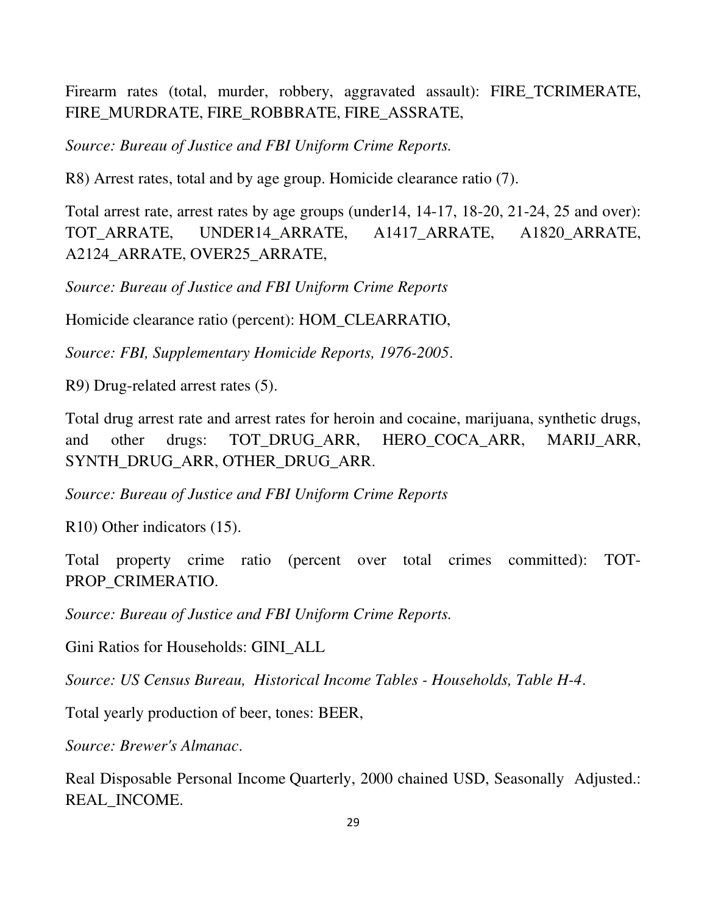Firearm rates (total, murder, robbery, aggravated assault): FIRE_TCRIMERATE, FIRE_MURDRATE, FIRE_ROBBRATE, FIRE_ASSRATE,

*Source: Bureau of Justice and FBI Uniform Crime Reports.*

R8) Arrest rates, total and by age group. Homicide clearance ratio (7).

Total arrest rate, arrest rates by age groups (under14, 14-17, 18-20, 21-24, 25 and over): TOT_ARRATE, UNDER14_ARRATE, A1417_ARRATE, A1820_ARRATE, A2124_ARRATE, OVER25_ARRATE,

*Source: Bureau of Justice and FBI Uniform Crime Reports*

Homicide clearance ratio (percent): HOM_CLEARRATIO,

*Source: FBI, Supplementary Homicide Reports, 1976-2005*.

R9) Drug-related arrest rates (5).

Total drug arrest rate and arrest rates for heroin and cocaine, marijuana, synthetic drugs, and other drugs: TOT_DRUG_ARR, HERO_COCA_ARR, MARIJ_ARR, SYNTH_DRUG_ARR, OTHER_DRUG_ARR.

*Source: Bureau of Justice and FBI Uniform Crime Reports*

R10) Other indicators (15).

Total property crime ratio (percent over total crimes committed): TOT-PROP_CRIMERATIO.

*Source: Bureau of Justice and FBI Uniform Crime Reports.*

Gini Ratios for Households: GINI_ALL

*Source: US Census Bureau, Historical Income Tables - Households, Table H-4*.

Total yearly production of beer, tones: BEER,

*Source: Brewer's Almanac*.

Real Disposable Personal Income Quarterly, 2000 chained USD, Seasonally Adjusted.: REAL_INCOME.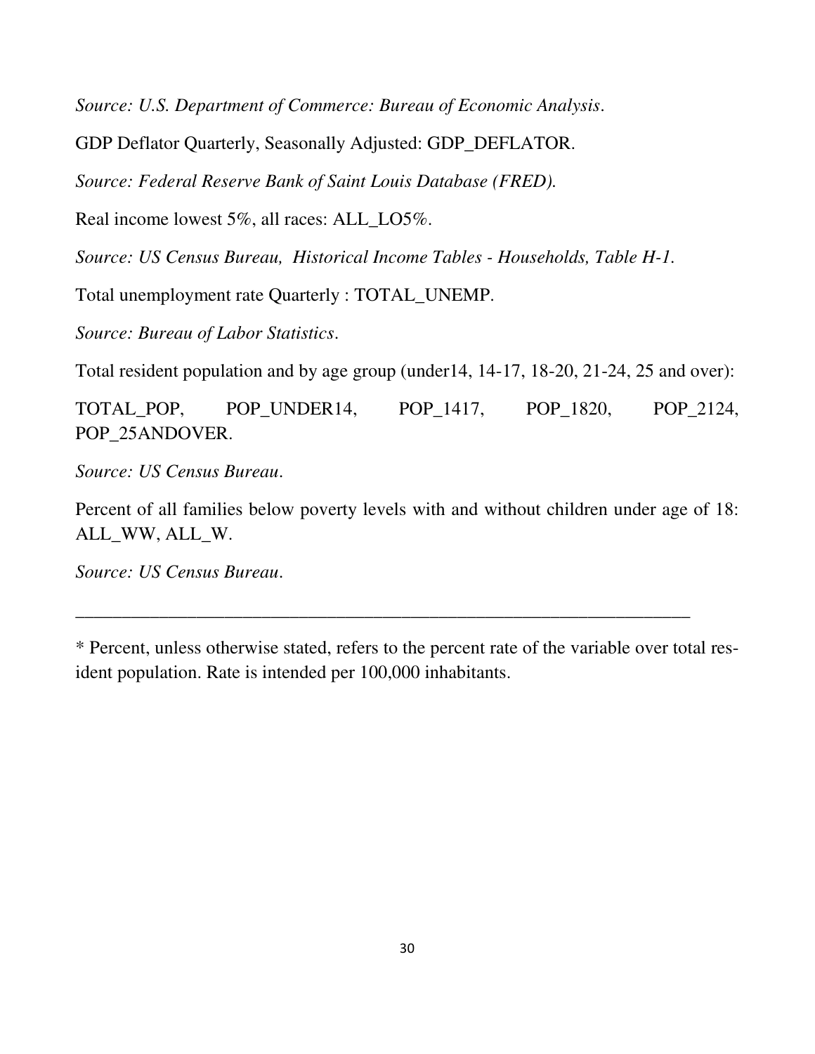*Source: U.S. Department of Commerce: Bureau of Economic Analysis.*

GDP Deflator Quarterly, Seasonally Adjusted: GDP_DEFLATOR.

*Source: Federal Reserve Bank of Saint Louis Database (FRED).*

Real income lowest 5%, all races: ALL_LO5%.

*Source: US Census Bureau, Historical Income Tables - Households, Table H-1.*

Total unemployment rate Quarterly : TOTAL_UNEMP.

*Source: Bureau of Labor Statistics.*

Total resident population and by age group (under14, 14-17, 18-20, 21-24, 25 and over):

TOTAL_POP, POP_UNDER14, POP_1417, POP_1820, POP_2124, POP_25ANDOVER.

*Source: US Census Bureau.*

Percent of all families below poverty levels with and without children under age of 18: ALL_WW, ALL_W.

*Source: US Census Bureau.*

---

* Percent, unless otherwise stated, refers to the percent rate of the variable over total resident population. Rate is intended per 100,000 inhabitants.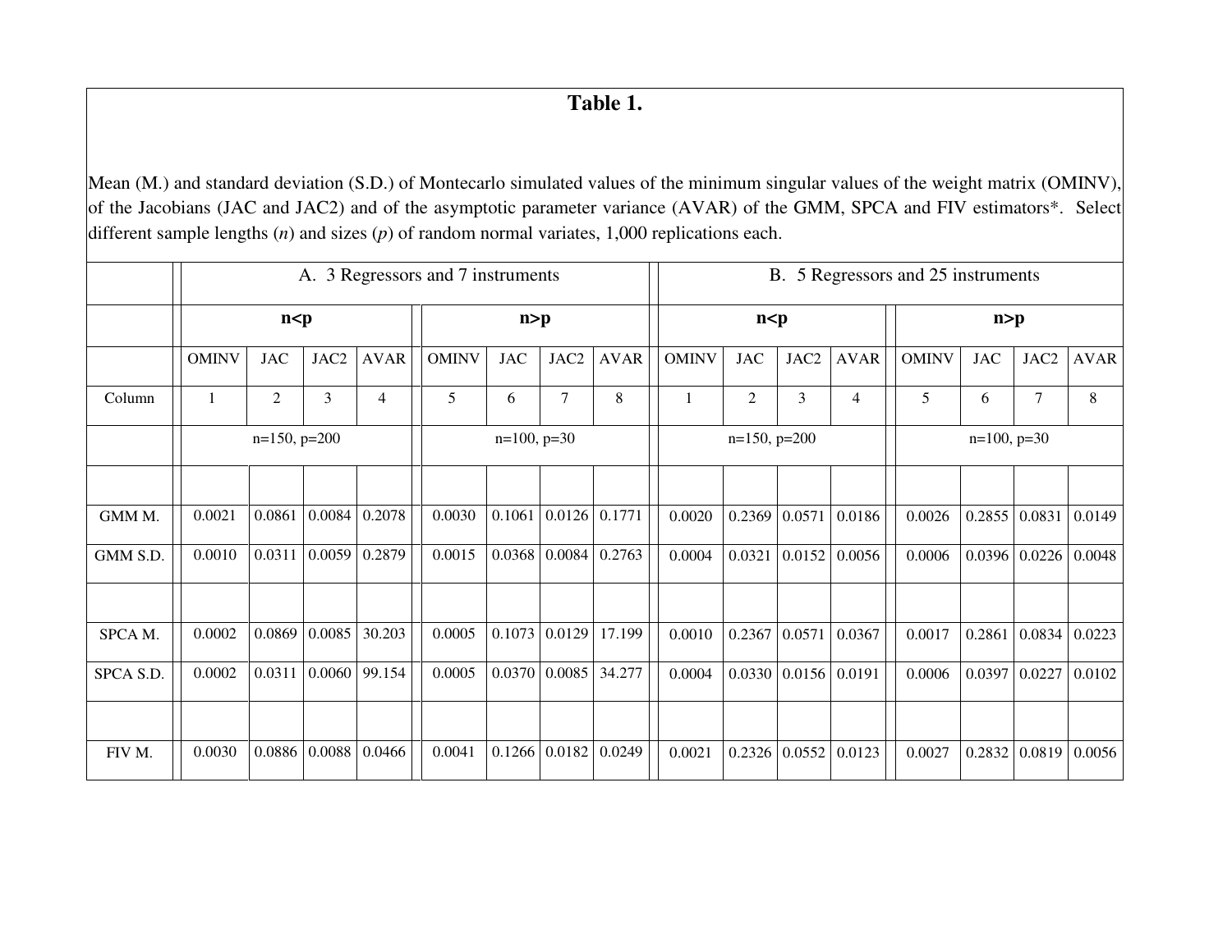## Table 1.

Mean (M.) and standard deviation (S.D.) of Montecarlo simulated values of the minimum singular values of the weight matrix (OMINV), of the Jacobians (JAC and JAC2) and of the asymptotic parameter variance (AVAR) of the GMM, SPCA and FIV estimators*. Select different sample lengths (*n*) and sizes (*p*) of random normal variates, 1,000 replications each.

| | A. 3 Regressors and 7 instruments | | | | | | | | B. 5 Regressors and 25 instruments | | | | | | | |
|---|---|---|---|---|---|---|---|---|---|---|---|---|---|---|---|---|
| | **n<p** | | | | **n>p** | | | | **n<p** | | | | **n>p** | | | |
| | OMINV | JAC | JAC2 | AVAR | OMINV | JAC | JAC2 | AVAR | OMINV | JAC | JAC2 | AVAR | OMINV | JAC | JAC2 | AVAR |
| Column | 1 | 2 | 3 | 4 | 5 | 6 | 7 | 8 | 1 | 2 | 3 | 4 | 5 | 6 | 7 | 8 |
| | n=150, p=200 | | | | n=100, p=30 | | | | n=150, p=200 | | | | n=100, p=30 | | | |
| | | | | | | | | | | | | | | | | |
| GMM M. | 0.0021 | 0.0861 | 0.0084 | 0.2078 | 0.0030 | 0.1061 | 0.0126 | 0.1771 | 0.0020 | 0.2369 | 0.0571 | 0.0186 | 0.0026 | 0.2855 | 0.0831 | 0.0149 |
| GMM S.D. | 0.0010 | 0.0311 | 0.0059 | 0.2879 | 0.0015 | 0.0368 | 0.0084 | 0.2763 | 0.0004 | 0.0321 | 0.0152 | 0.0056 | 0.0006 | 0.0396 | 0.0226 | 0.0048 |
| | | | | | | | | | | | | | | | | |
| SPCA M. | 0.0002 | 0.0869 | 0.0085 | 30.203 | 0.0005 | 0.1073 | 0.0129 | 17.199 | 0.0010 | 0.2367 | 0.0571 | 0.0367 | 0.0017 | 0.2861 | 0.0834 | 0.0223 |
| SPCA S.D. | 0.0002 | 0.0311 | 0.0060 | 99.154 | 0.0005 | 0.0370 | 0.0085 | 34.277 | 0.0004 | 0.0330 | 0.0156 | 0.0191 | 0.0006 | 0.0397 | 0.0227 | 0.0102 |
| | | | | | | | | | | | | | | | | |
| FIV M. | 0.0030 | 0.0886 | 0.0088 | 0.0466 | 0.0041 | 0.1266 | 0.0182 | 0.0249 | 0.0021 | 0.2326 | 0.0552 | 0.0123 | 0.0027 | 0.2832 | 0.0819 | 0.0056 |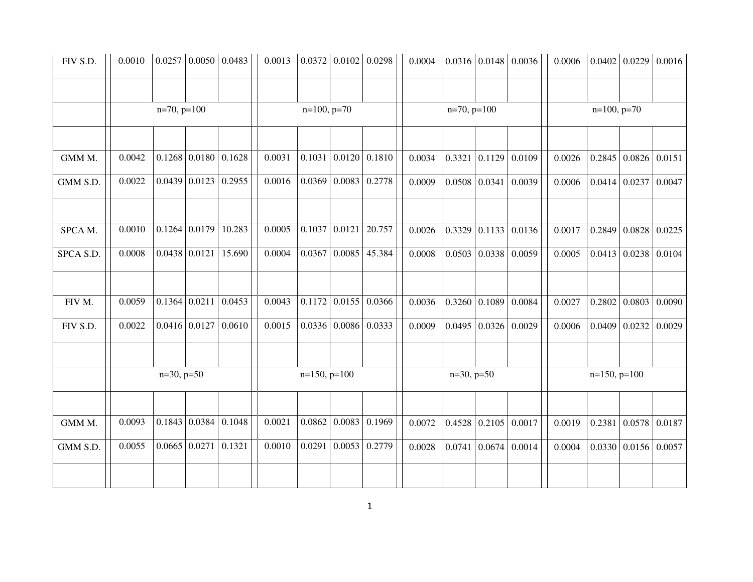| | | | | | | | | | | | | | | | | |
|---|---|---|---|---|---|---|---|---|---|---|---|---|---|---|---|---|
| FIV S.D. | 0.0010 | 0.0257 | 0.0050 | 0.0483 | 0.0013 | 0.0372 | 0.0102 | 0.0298 | 0.0004 | 0.0316 | 0.0148 | 0.0036 | 0.0006 | 0.0402 | 0.0229 | 0.0016 |
| | | | | | | | | | | | | | | | | |
| | n=70, p=100 | | | | n=100, p=70 | | | | n=70, p=100 | | | | n=100, p=70 | | | |
| | | | | | | | | | | | | | | | | |
| GMM M. | 0.0042 | 0.1268 | 0.0180 | 0.1628 | 0.0031 | 0.1031 | 0.0120 | 0.1810 | 0.0034 | 0.3321 | 0.1129 | 0.0109 | 0.0026 | 0.2845 | 0.0826 | 0.0151 |
| GMM S.D. | 0.0022 | 0.0439 | 0.0123 | 0.2955 | 0.0016 | 0.0369 | 0.0083 | 0.2778 | 0.0009 | 0.0508 | 0.0341 | 0.0039 | 0.0006 | 0.0414 | 0.0237 | 0.0047 |
| | | | | | | | | | | | | | | | | |
| SPCA M. | 0.0010 | 0.1264 | 0.0179 | 10.283 | 0.0005 | 0.1037 | 0.0121 | 20.757 | 0.0026 | 0.3329 | 0.1133 | 0.0136 | 0.0017 | 0.2849 | 0.0828 | 0.0225 |
| SPCA S.D. | 0.0008 | 0.0438 | 0.0121 | 15.690 | 0.0004 | 0.0367 | 0.0085 | 45.384 | 0.0008 | 0.0503 | 0.0338 | 0.0059 | 0.0005 | 0.0413 | 0.0238 | 0.0104 |
| | | | | | | | | | | | | | | | | |
| FIV M. | 0.0059 | 0.1364 | 0.0211 | 0.0453 | 0.0043 | 0.1172 | 0.0155 | 0.0366 | 0.0036 | 0.3260 | 0.1089 | 0.0084 | 0.0027 | 0.2802 | 0.0803 | 0.0090 |
| FIV S.D. | 0.0022 | 0.0416 | 0.0127 | 0.0610 | 0.0015 | 0.0336 | 0.0086 | 0.0333 | 0.0009 | 0.0495 | 0.0326 | 0.0029 | 0.0006 | 0.0409 | 0.0232 | 0.0029 |
| | | | | | | | | | | | | | | | | |
| | n=30, p=50 | | | | n=150, p=100 | | | | n=30, p=50 | | | | n=150, p=100 | | | |
| | | | | | | | | | | | | | | | | |
| GMM M. | 0.0093 | 0.1843 | 0.0384 | 0.1048 | 0.0021 | 0.0862 | 0.0083 | 0.1969 | 0.0072 | 0.4528 | 0.2105 | 0.0017 | 0.0019 | 0.2381 | 0.0578 | 0.0187 |
| GMM S.D. | 0.0055 | 0.0665 | 0.0271 | 0.1321 | 0.0010 | 0.0291 | 0.0053 | 0.2779 | 0.0028 | 0.0741 | 0.0674 | 0.0014 | 0.0004 | 0.0330 | 0.0156 | 0.0057 |
| | | | | | | | | | | | | | | | | |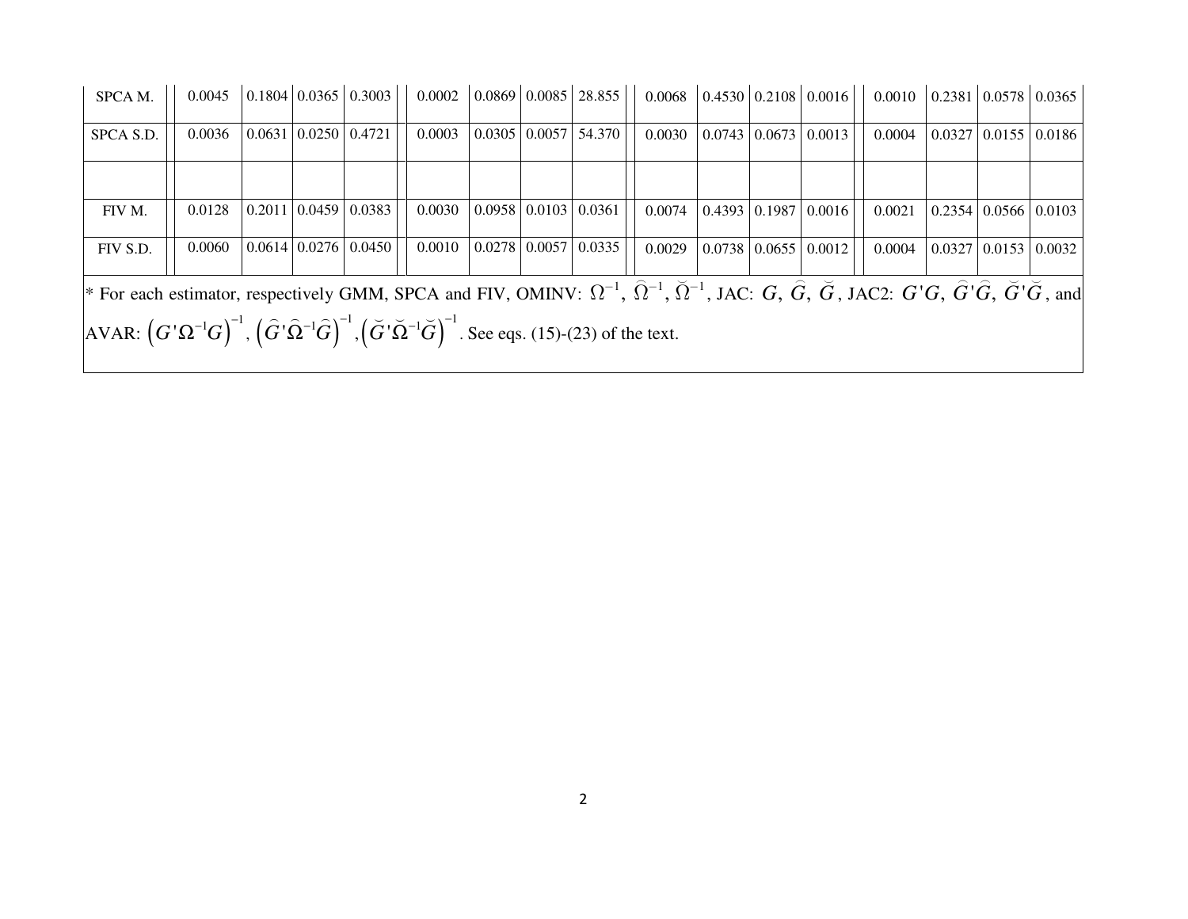| | | | | | | | | | | | | | | | | | | | |
|---|---|---|---|---|---|---|---|---|---|---|---|---|---|---|---|---|---|---|---|
| SPCA M. | | 0.0045 | 0.1804 | 0.0365 | 0.3003 | | 0.0002 | 0.0869 | 0.0085 | 28.855 | | 0.0068 | 0.4530 | 0.2108 | 0.0016 | | 0.0010 | 0.2381 | 0.0578 | 0.0365 |
| SPCA S.D. | | 0.0036 | 0.0631 | 0.0250 | 0.4721 | | 0.0003 | 0.0305 | 0.0057 | 54.370 | | 0.0030 | 0.0743 | 0.0673 | 0.0013 | | 0.0004 | 0.0327 | 0.0155 | 0.0186 |
| | | | | | | | | | | | | | | | | | | | | |
| FIV M. | | 0.0128 | 0.2011 | 0.0459 | 0.0383 | | 0.0030 | 0.0958 | 0.0103 | 0.0361 | | 0.0074 | 0.4393 | 0.1987 | 0.0016 | | 0.0021 | 0.2354 | 0.0566 | 0.0103 |
| FIV S.D. | | 0.0060 | 0.0614 | 0.0276 | 0.0450 | | 0.0010 | 0.0278 | 0.0057 | 0.0335 | | 0.0029 | 0.0738 | 0.0655 | 0.0012 | | 0.0004 | 0.0327 | 0.0153 | 0.0032 |

* For each estimator, respectively GMM, SPCA and FIV, OMINV: $\Omega^{-1}$, $\widehat{\Omega}^{-1}$, $\breve{\Omega}^{-1}$, JAC: $G$, $\widehat{G}$, $\breve{G}$, JAC2: $G'G$, $\widehat{G}'\widehat{G}$, $\breve{G}'\breve{G}$, and AVAR: $\left(G'\Omega^{-1}G\right)^{-1}$, $\left(\widehat{G}'\widehat{\Omega}^{-1}\widehat{G}\right)^{-1}$, $\left(\breve{G}'\breve{\Omega}^{-1}\breve{G}\right)^{-1}$. See eqs. (15)-(23) of the text.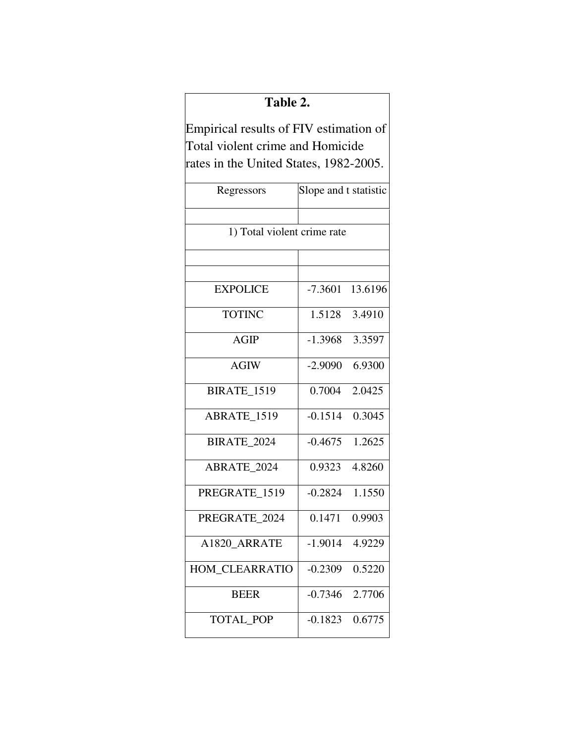**Table 2.**

Empirical results of FIV estimation of Total violent crime and Homicide rates in the United States, 1982-2005.

| Regressors | Slope and t statistic | |
|---|---|---|
| | | |
| 1) Total violent crime rate | | |
| | | |
| | | |
| EXPOLICE | -7.3601 | 13.6196 |
| TOTINC | 1.5128 | 3.4910 |
| AGIP | -1.3968 | 3.3597 |
| AGIW | -2.9090 | 6.9300 |
| BIRATE_1519 | 0.7004 | 2.0425 |
| ABRATE_1519 | -0.1514 | 0.3045 |
| BIRATE_2024 | -0.4675 | 1.2625 |
| ABRATE_2024 | 0.9323 | 4.8260 |
| PREGRATE_1519 | -0.2824 | 1.1550 |
| PREGRATE_2024 | 0.1471 | 0.9903 |
| A1820_ARRATE | -1.9014 | 4.9229 |
| HOM_CLEARRATIO | -0.2309 | 0.5220 |
| BEER | -0.7346 | 2.7706 |
| TOTAL_POP | -0.1823 | 0.6775 |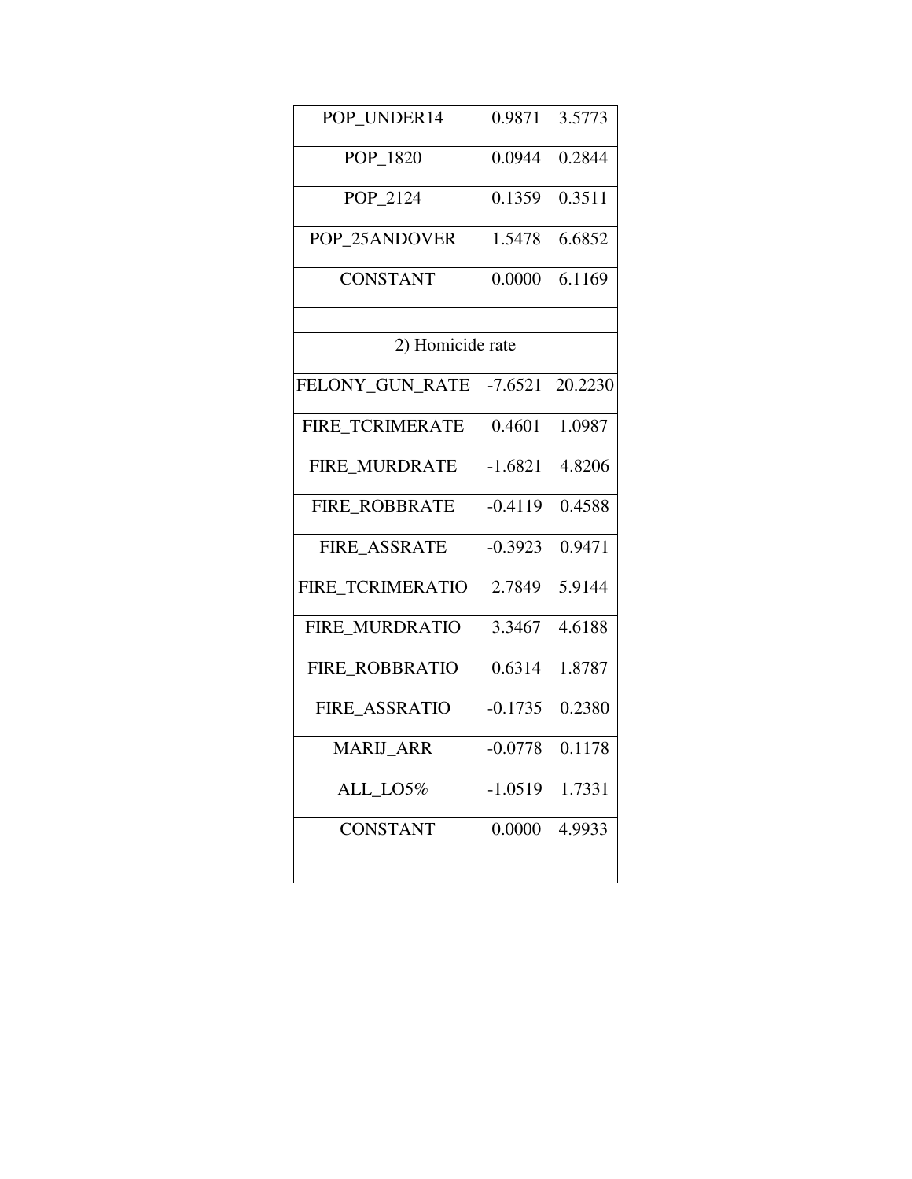| | | |
|---|---|---|
| POP_UNDER14 | 0.9871 | 3.5773 |
| POP_1820 | 0.0944 | 0.2844 |
| POP_2124 | 0.1359 | 0.3511 |
| POP_25ANDOVER | 1.5478 | 6.6852 |
| CONSTANT | 0.0000 | 6.1169 |
| | | |
| 2) Homicide rate | | |
| FELONY_GUN_RATE | -7.6521 | 20.2230 |
| FIRE_TCRIMERATE | 0.4601 | 1.0987 |
| FIRE_MURDRATE | -1.6821 | 4.8206 |
| FIRE_ROBBRATE | -0.4119 | 0.4588 |
| FIRE_ASSRATE | -0.3923 | 0.9471 |
| FIRE_TCRIMERATIO | 2.7849 | 5.9144 |
| FIRE_MURDRATIO | 3.3467 | 4.6188 |
| FIRE_ROBBRATIO | 0.6314 | 1.8787 |
| FIRE_ASSRATIO | -0.1735 | 0.2380 |
| MARIJ_ARR | -0.0778 | 0.1178 |
| ALL_LO5% | -1.0519 | 1.7331 |
| CONSTANT | 0.0000 | 4.9933 |
| | | |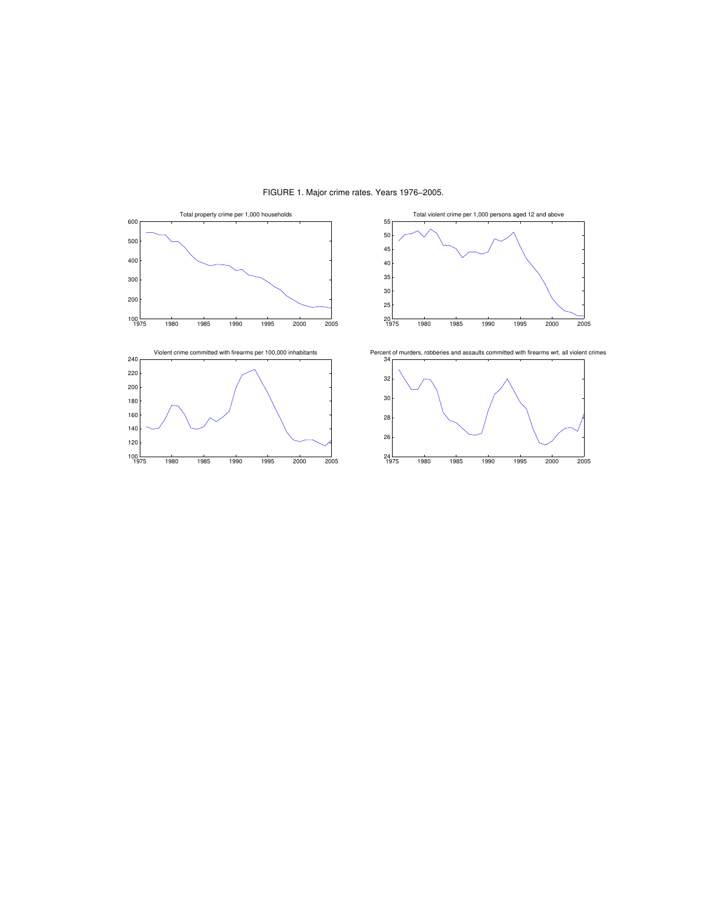FIGURE 1. Major crime rates. Years 1976–2005.

Total property crime per 1,000 households

Total violent crime per 1,000 persons aged 12 and above

Violent crime committed with firearms per 100,000 inhabitants

Percent of murders, robberies and assaults committed with firearms wrt. all violent crimes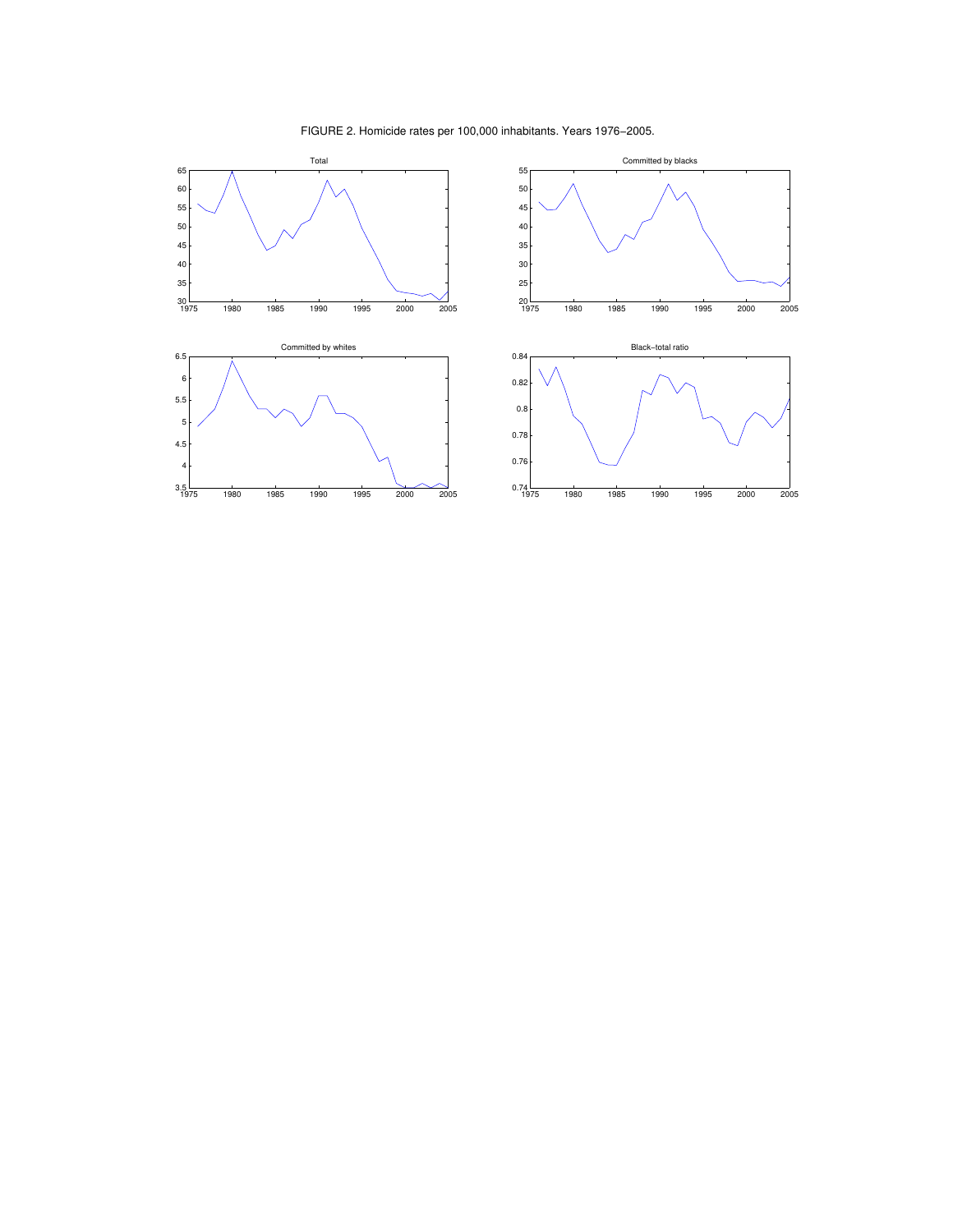FIGURE 2. Homicide rates per 100,000 inhabitants. Years 1976−2005.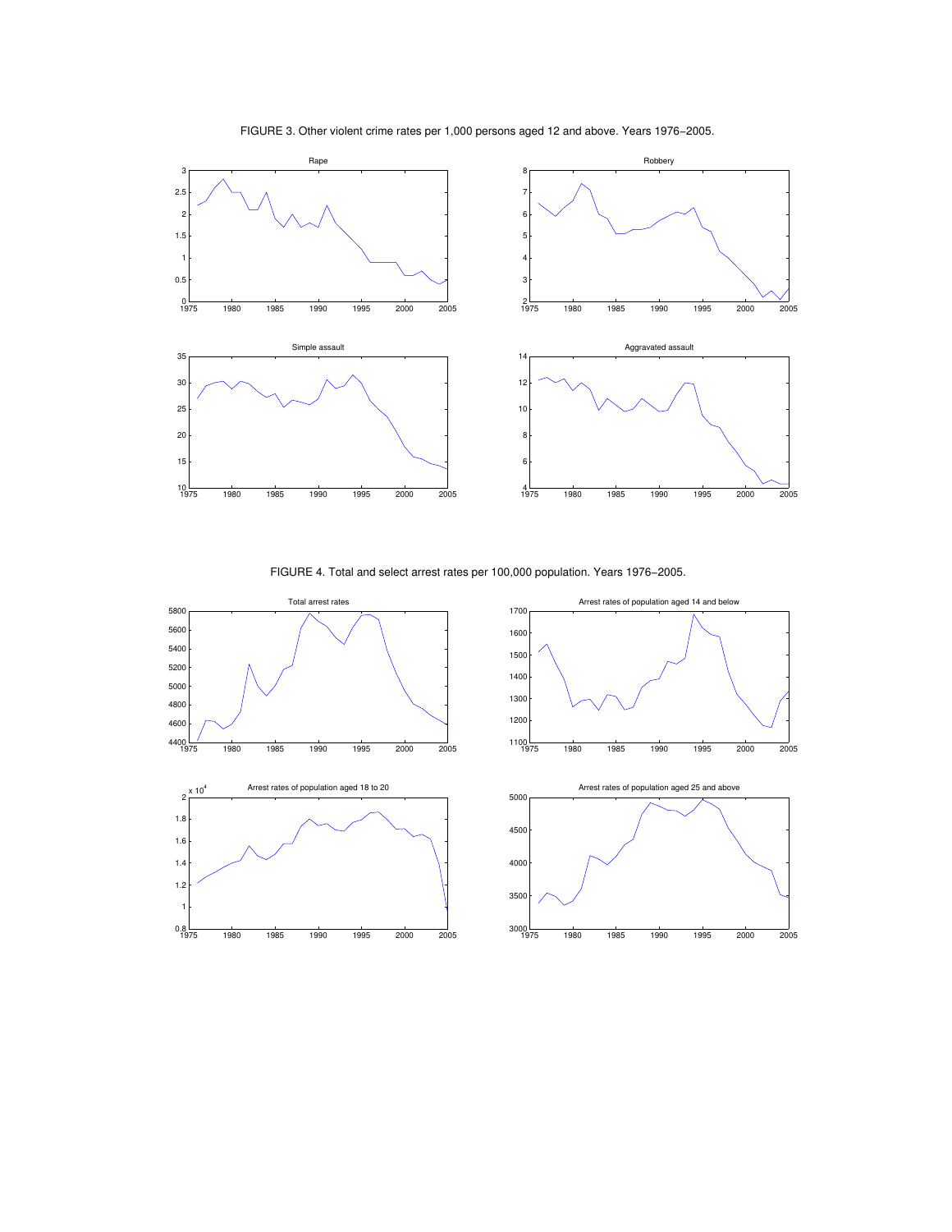FIGURE 3. Other violent crime rates per 1,000 persons aged 12 and above. Years 1976−2005.

FIGURE 4. Total and select arrest rates per 100,000 population. Years 1976−2005.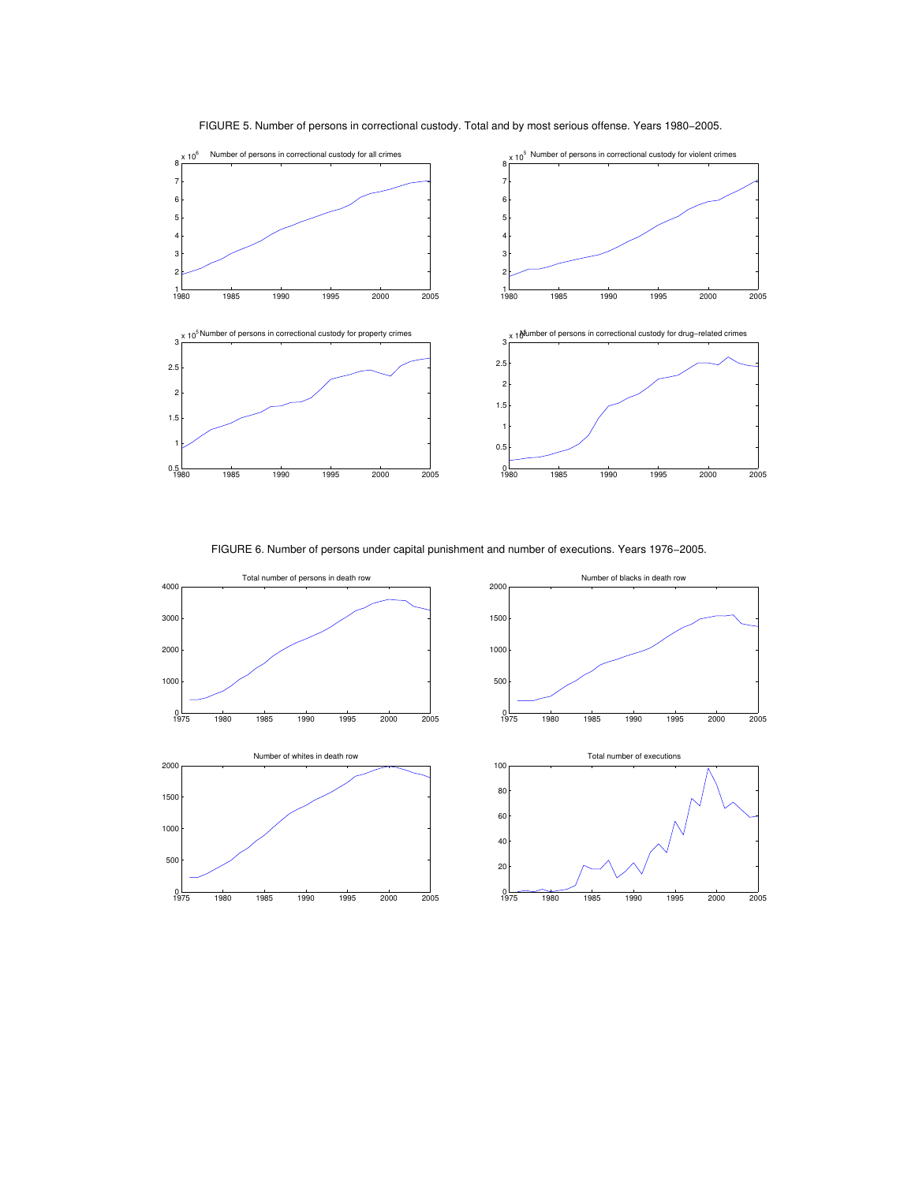FIGURE 5. Number of persons in correctional custody. Total and by most serious offense. Years 1980−2005.

FIGURE 6. Number of persons under capital punishment and number of executions. Years 1976−2005.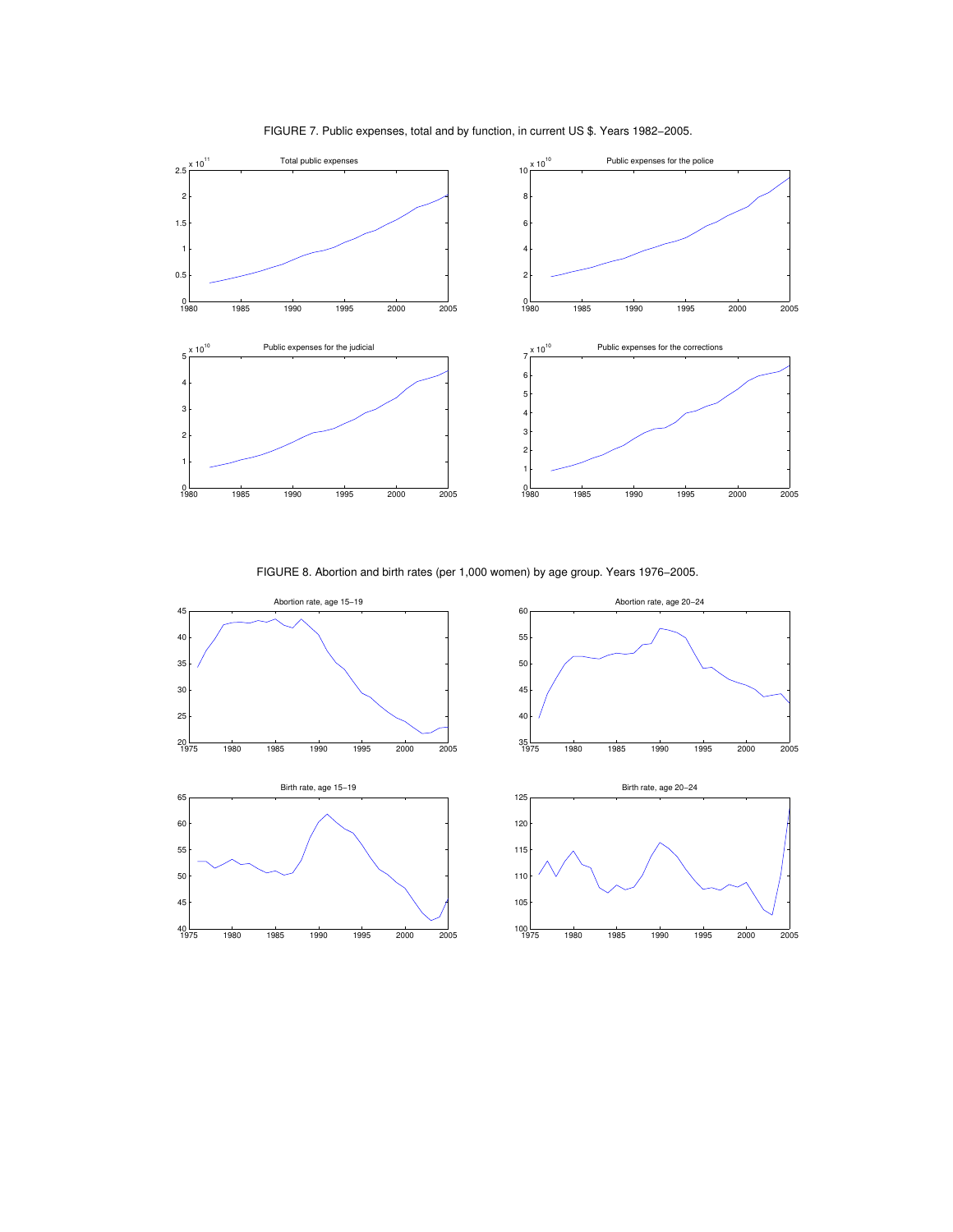FIGURE 7. Public expenses, total and by function, in current US $. Years 1982−2005.

Total public expenses

x 10^11

2.5
2
1.5
1
0.5
0

1980 1985 1990 1995 2000 2005

Public expenses for the police

x 10^10

10
8
6
4
2
0

1980 1985 1990 1995 2000 2005

Public expenses for the judicial

x 10^10

5
4
3
2
1
0

1980 1985 1990 1995 2000 2005

Public expenses for the corrections

x 10^10

7
6
5
4
3
2
1
0

1980 1985 1990 1995 2000 2005

FIGURE 8. Abortion and birth rates (per 1,000 women) by age group. Years 1976−2005.

Abortion rate, age 15−19

45
40
35
30
25
20

1975 1980 1985 1990 1995 2000 2005

Abortion rate, age 20−24

60
55
50
45
40
35

1975 1980 1985 1990 1995 2000 2005

Birth rate, age 15−19

65
60
55
50
45
40

1975 1980 1985 1990 1995 2000 2005

Birth rate, age 20−24

125
120
115
110
105
100

1975 1980 1985 1990 1995 2000 2005